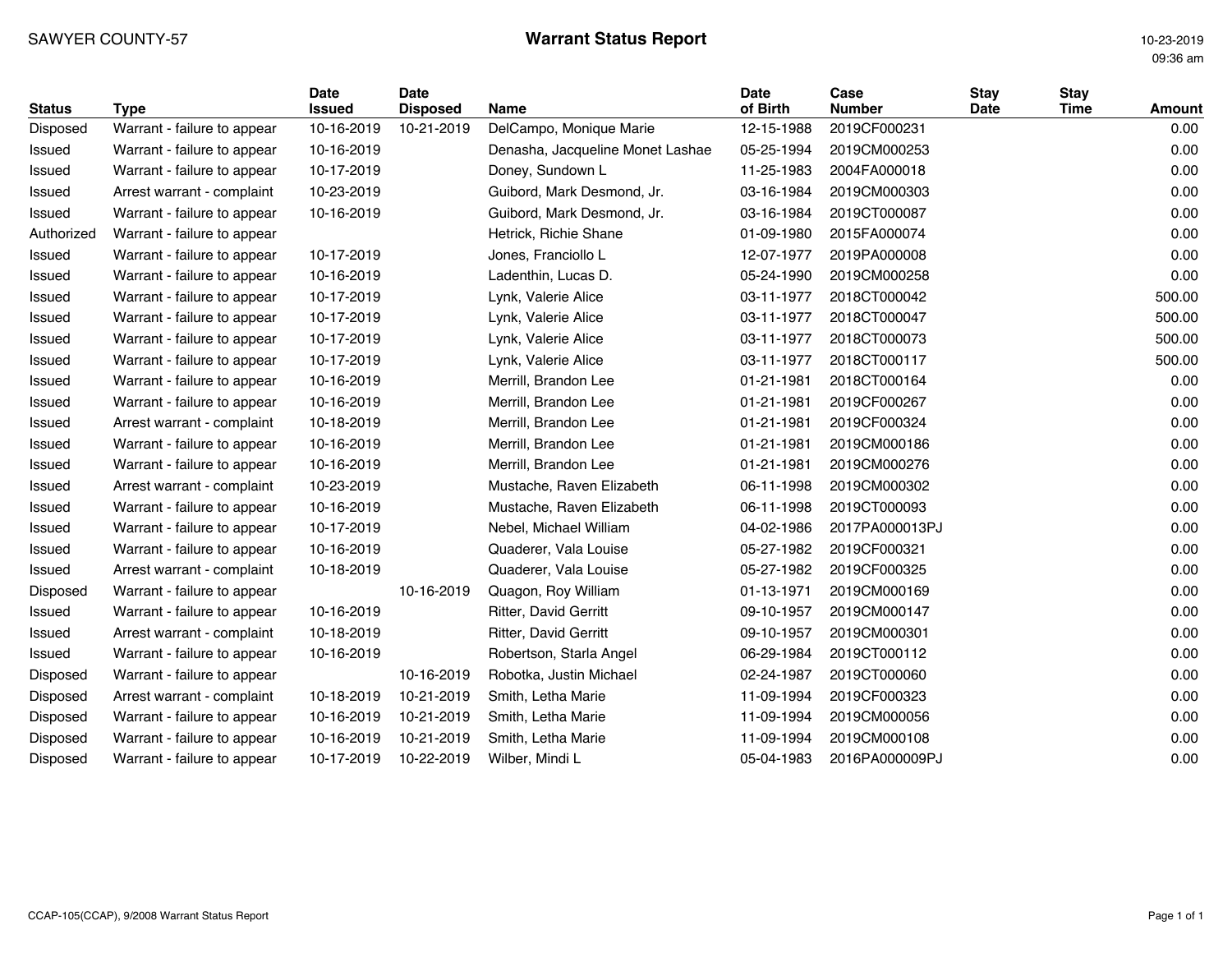SAWYER COUNTY-57

# Warrant Status Report

10-23-2019
09:36 am

| Status | Type | Date Issued | Date Disposed | Name | Date of Birth | Case Number | Stay Date | Stay Time | Amount |
|---|---|---|---|---|---|---|---|---|---|
| Disposed | Warrant - failure to appear | 10-16-2019 | 10-21-2019 | DelCampo, Monique Marie | 12-15-1988 | 2019CF000231 | | | 0.00 |
| Issued | Warrant - failure to appear | 10-16-2019 | | Denasha, Jacqueline Monet Lashae | 05-25-1994 | 2019CM000253 | | | 0.00 |
| Issued | Warrant - failure to appear | 10-17-2019 | | Doney, Sundown L | 11-25-1983 | 2004FA000018 | | | 0.00 |
| Issued | Arrest warrant - complaint | 10-23-2019 | | Guibord, Mark Desmond, Jr. | 03-16-1984 | 2019CM000303 | | | 0.00 |
| Issued | Warrant - failure to appear | 10-16-2019 | | Guibord, Mark Desmond, Jr. | 03-16-1984 | 2019CT000087 | | | 0.00 |
| Authorized | Warrant - failure to appear | | | Hetrick, Richie Shane | 01-09-1980 | 2015FA000074 | | | 0.00 |
| Issued | Warrant - failure to appear | 10-17-2019 | | Jones, Franciollo L | 12-07-1977 | 2019PA000008 | | | 0.00 |
| Issued | Warrant - failure to appear | 10-16-2019 | | Ladenthin, Lucas D. | 05-24-1990 | 2019CM000258 | | | 0.00 |
| Issued | Warrant - failure to appear | 10-17-2019 | | Lynk, Valerie Alice | 03-11-1977 | 2018CT000042 | | | 500.00 |
| Issued | Warrant - failure to appear | 10-17-2019 | | Lynk, Valerie Alice | 03-11-1977 | 2018CT000047 | | | 500.00 |
| Issued | Warrant - failure to appear | 10-17-2019 | | Lynk, Valerie Alice | 03-11-1977 | 2018CT000073 | | | 500.00 |
| Issued | Warrant - failure to appear | 10-17-2019 | | Lynk, Valerie Alice | 03-11-1977 | 2018CT000117 | | | 500.00 |
| Issued | Warrant - failure to appear | 10-16-2019 | | Merrill, Brandon Lee | 01-21-1981 | 2018CT000164 | | | 0.00 |
| Issued | Warrant - failure to appear | 10-16-2019 | | Merrill, Brandon Lee | 01-21-1981 | 2019CF000267 | | | 0.00 |
| Issued | Arrest warrant - complaint | 10-18-2019 | | Merrill, Brandon Lee | 01-21-1981 | 2019CF000324 | | | 0.00 |
| Issued | Warrant - failure to appear | 10-16-2019 | | Merrill, Brandon Lee | 01-21-1981 | 2019CM000186 | | | 0.00 |
| Issued | Warrant - failure to appear | 10-16-2019 | | Merrill, Brandon Lee | 01-21-1981 | 2019CM000276 | | | 0.00 |
| Issued | Arrest warrant - complaint | 10-23-2019 | | Mustache, Raven Elizabeth | 06-11-1998 | 2019CM000302 | | | 0.00 |
| Issued | Warrant - failure to appear | 10-16-2019 | | Mustache, Raven Elizabeth | 06-11-1998 | 2019CT000093 | | | 0.00 |
| Issued | Warrant - failure to appear | 10-17-2019 | | Nebel, Michael William | 04-02-1986 | 2017PA000013PJ | | | 0.00 |
| Issued | Warrant - failure to appear | 10-16-2019 | | Quaderer, Vala Louise | 05-27-1982 | 2019CF000321 | | | 0.00 |
| Issued | Arrest warrant - complaint | 10-18-2019 | | Quaderer, Vala Louise | 05-27-1982 | 2019CF000325 | | | 0.00 |
| Disposed | Warrant - failure to appear | | 10-16-2019 | Quagon, Roy William | 01-13-1971 | 2019CM000169 | | | 0.00 |
| Issued | Warrant - failure to appear | 10-16-2019 | | Ritter, David Gerritt | 09-10-1957 | 2019CM000147 | | | 0.00 |
| Issued | Arrest warrant - complaint | 10-18-2019 | | Ritter, David Gerritt | 09-10-1957 | 2019CM000301 | | | 0.00 |
| Issued | Warrant - failure to appear | 10-16-2019 | | Robertson, Starla Angel | 06-29-1984 | 2019CT000112 | | | 0.00 |
| Disposed | Warrant - failure to appear | | 10-16-2019 | Robotka, Justin Michael | 02-24-1987 | 2019CT000060 | | | 0.00 |
| Disposed | Arrest warrant - complaint | 10-18-2019 | 10-21-2019 | Smith, Letha Marie | 11-09-1994 | 2019CF000323 | | | 0.00 |
| Disposed | Warrant - failure to appear | 10-16-2019 | 10-21-2019 | Smith, Letha Marie | 11-09-1994 | 2019CM000056 | | | 0.00 |
| Disposed | Warrant - failure to appear | 10-16-2019 | 10-21-2019 | Smith, Letha Marie | 11-09-1994 | 2019CM000108 | | | 0.00 |
| Disposed | Warrant - failure to appear | 10-17-2019 | 10-22-2019 | Wilber, Mindi L | 05-04-1983 | 2016PA000009PJ | | | 0.00 |

CCAP-105(CCAP), 9/2008 Warrant Status Report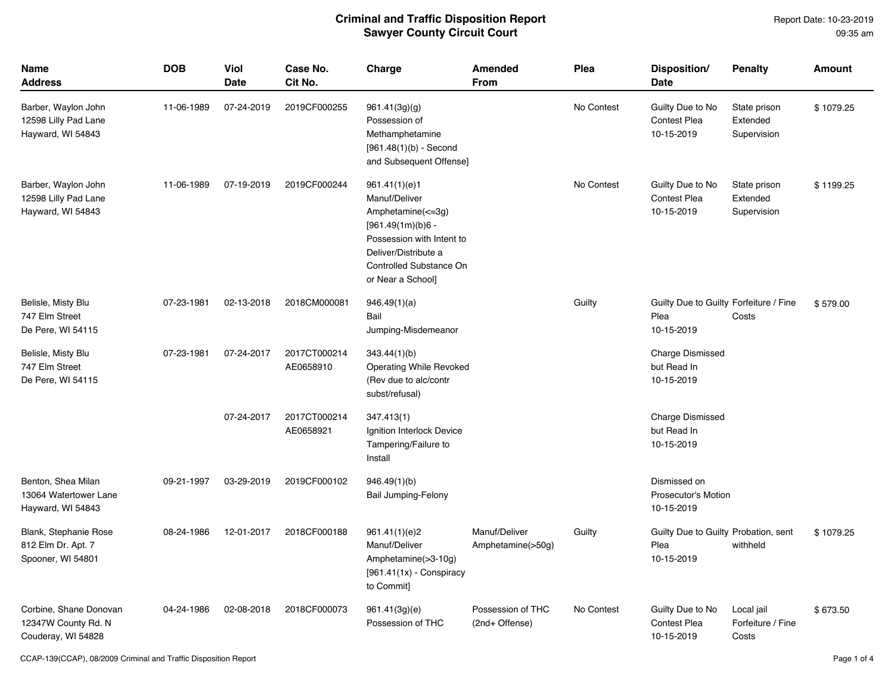# Criminal and Traffic Disposition Report
## Sawyer County Circuit Court

Report Date: 10-23-2019
09:35 am

| Name Address | DOB | Viol Date | Case No. Cit No. | Charge | Amended From | Plea | Disposition/ Date | Penalty | Amount |
|---|---|---|---|---|---|---|---|---|---|
| Barber, Waylon John 12598 Lilly Pad Lane Hayward, WI 54843 | 11-06-1989 | 07-24-2019 | 2019CF000255 | 961.41(3g)(g) Possession of Methamphetamine [961.48(1)(b) - Second and Subsequent Offense] | | No Contest | Guilty Due to No Contest Plea 10-15-2019 | State prison Extended Supervision | $ 1079.25 |
| Barber, Waylon John 12598 Lilly Pad Lane Hayward, WI 54843 | 11-06-1989 | 07-19-2019 | 2019CF000244 | 961.41(1)(e)1 Manuf/Deliver Amphetamine(<=3g) [961.49(1m)(b)6 - Possession with Intent to Deliver/Distribute a Controlled Substance On or Near a School] | | No Contest | Guilty Due to No Contest Plea 10-15-2019 | State prison Extended Supervision | $ 1199.25 |
| Belisle, Misty Blu 747 Elm Street De Pere, WI 54115 | 07-23-1981 | 02-13-2018 | 2018CM000081 | 946.49(1)(a) Bail Jumping-Misdemeanor | | Guilty | Guilty Due to Guilty Plea 10-15-2019 | Forfeiture / Fine Costs | $ 579.00 |
| Belisle, Misty Blu 747 Elm Street De Pere, WI 54115 | 07-23-1981 | 07-24-2017 | 2017CT000214 AE0658910 | 343.44(1)(b) Operating While Revoked (Rev due to alc/contr subst/refusal) | | | Charge Dismissed but Read In 10-15-2019 | | |
| | | 07-24-2017 | 2017CT000214 AE0658921 | 347.413(1) Ignition Interlock Device Tampering/Failure to Install | | | Charge Dismissed but Read In 10-15-2019 | | |
| Benton, Shea Milan 13064 Watertower Lane Hayward, WI 54843 | 09-21-1997 | 03-29-2019 | 2019CF000102 | 946.49(1)(b) Bail Jumping-Felony | | | Dismissed on Prosecutor's Motion 10-15-2019 | | |
| Blank, Stephanie Rose 812 Elm Dr. Apt. 7 Spooner, WI 54801 | 08-24-1986 | 12-01-2017 | 2018CF000188 | 961.41(1)(e)2 Manuf/Deliver Amphetamine(>3-10g) [961.41(1x) - Conspiracy to Commit] | Manuf/Deliver Amphetamine(>50g) | Guilty | Guilty Due to Guilty Plea 10-15-2019 | Probation, sent withheld | $ 1079.25 |
| Corbine, Shane Donovan 12347W County Rd. N Couderay, WI 54828 | 04-24-1986 | 02-08-2018 | 2018CF000073 | 961.41(3g)(e) Possession of THC | Possession of THC (2nd+ Offense) | No Contest | Guilty Due to No Contest Plea 10-15-2019 | Local jail Forfeiture / Fine Costs | $ 673.50 |

CCAP-139(CCAP), 08/2009 Criminal and Traffic Disposition Report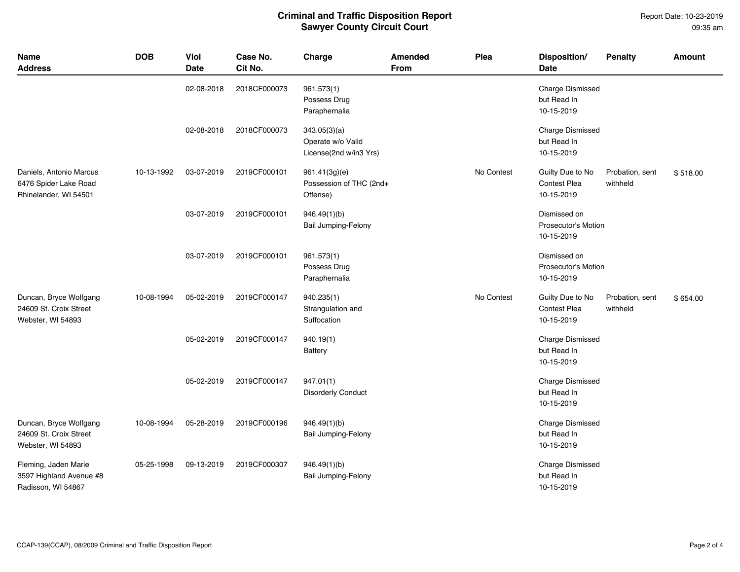# Criminal and Traffic Disposition Report
## Sawyer County Circuit Court

Report Date: 10-23-2019
09:35 am

| Name Address | DOB | Viol Date | Case No. Cit No. | Charge | Amended From | Plea | Disposition/ Date | Penalty | Amount |
|---|---|---|---|---|---|---|---|---|---|
| | | 02-08-2018 | 2018CF000073 | 961.573(1) Possess Drug Paraphernalia | | | Charge Dismissed but Read In 10-15-2019 | | |
| | | 02-08-2018 | 2018CF000073 | 343.05(3)(a) Operate w/o Valid License(2nd w/in3 Yrs) | | | Charge Dismissed but Read In 10-15-2019 | | |
| Daniels, Antonio Marcus 6476 Spider Lake Road Rhinelander, WI 54501 | 10-13-1992 | 03-07-2019 | 2019CF000101 | 961.41(3g)(e) Possession of THC (2nd+ Offense) | | No Contest | Guilty Due to No Contest Plea 10-15-2019 | Probation, sent withheld | $ 518.00 |
| | | 03-07-2019 | 2019CF000101 | 946.49(1)(b) Bail Jumping-Felony | | | Dismissed on Prosecutor's Motion 10-15-2019 | | |
| | | 03-07-2019 | 2019CF000101 | 961.573(1) Possess Drug Paraphernalia | | | Dismissed on Prosecutor's Motion 10-15-2019 | | |
| Duncan, Bryce Wolfgang 24609 St. Croix Street Webster, WI 54893 | 10-08-1994 | 05-02-2019 | 2019CF000147 | 940.235(1) Strangulation and Suffocation | | No Contest | Guilty Due to No Contest Plea 10-15-2019 | Probation, sent withheld | $ 654.00 |
| | | 05-02-2019 | 2019CF000147 | 940.19(1) Battery | | | Charge Dismissed but Read In 10-15-2019 | | |
| | | 05-02-2019 | 2019CF000147 | 947.01(1) Disorderly Conduct | | | Charge Dismissed but Read In 10-15-2019 | | |
| Duncan, Bryce Wolfgang 24609 St. Croix Street Webster, WI 54893 | 10-08-1994 | 05-28-2019 | 2019CF000196 | 946.49(1)(b) Bail Jumping-Felony | | | Charge Dismissed but Read In 10-15-2019 | | |
| Fleming, Jaden Marie 3597 Highland Avenue #8 Radisson, WI 54867 | 05-25-1998 | 09-13-2019 | 2019CF000307 | 946.49(1)(b) Bail Jumping-Felony | | | Charge Dismissed but Read In 10-15-2019 | | |

CCAP-139(CCAP), 08/2009 Criminal and Traffic Disposition Report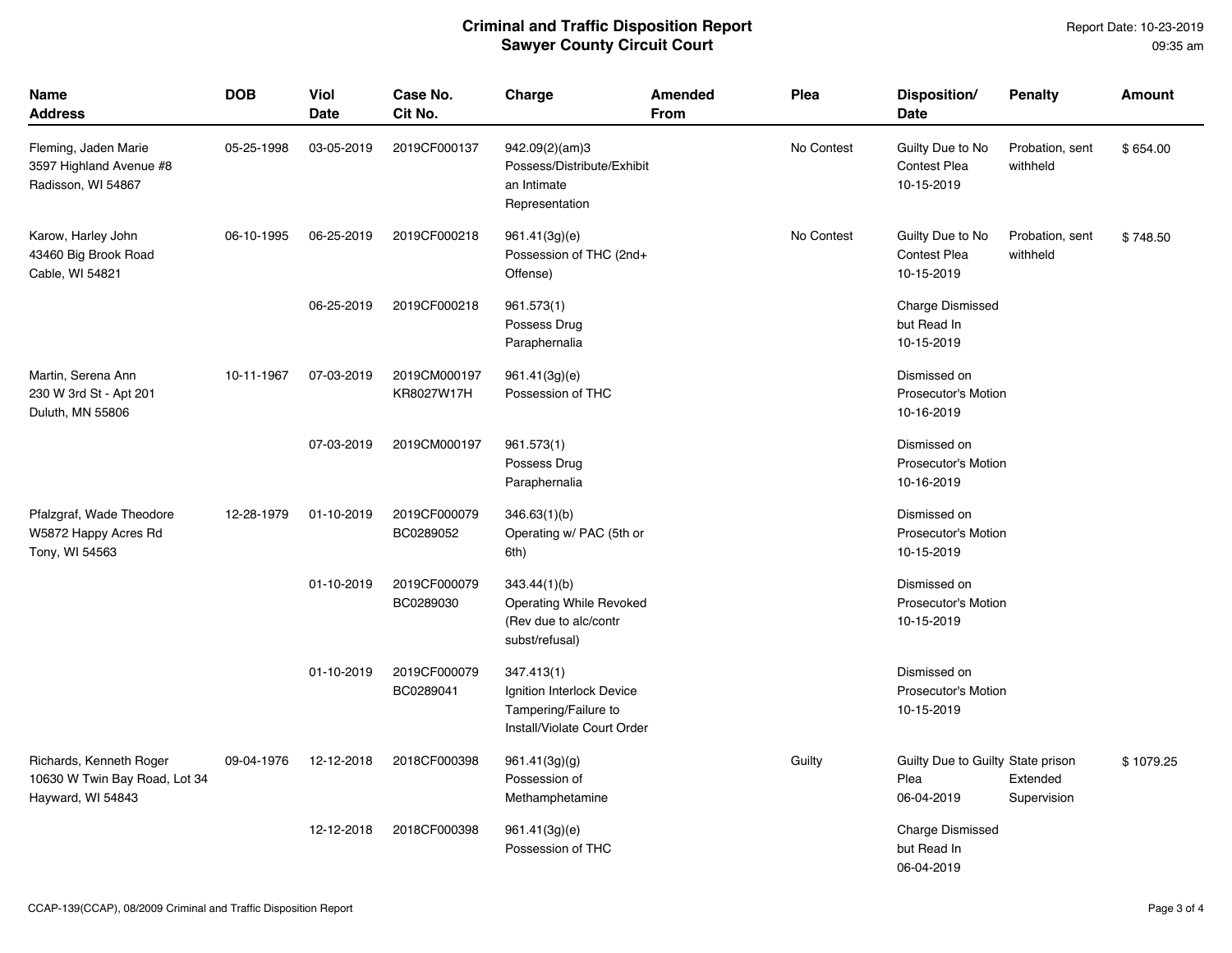# Criminal and Traffic Disposition Report
## Sawyer County Circuit Court

Report Date: 10-23-2019
09:35 am

| Name Address | DOB | Viol Date | Case No. Cit No. | Charge | Amended From | Plea | Disposition/ Date | Penalty | Amount |
|---|---|---|---|---|---|---|---|---|---|
| Fleming, Jaden Marie 3597 Highland Avenue #8 Radisson, WI 54867 | 05-25-1998 | 03-05-2019 | 2019CF000137 | 942.09(2)(am)3 Possess/Distribute/Exhibit an Intimate Representation | | No Contest | Guilty Due to No Contest Plea 10-15-2019 | Probation, sent withheld | $ 654.00 |
| Karow, Harley John 43460 Big Brook Road Cable, WI 54821 | 06-10-1995 | 06-25-2019 | 2019CF000218 | 961.41(3g)(e) Possession of THC (2nd+ Offense) | | No Contest | Guilty Due to No Contest Plea 10-15-2019 | Probation, sent withheld | $ 748.50 |
| | | 06-25-2019 | 2019CF000218 | 961.573(1) Possess Drug Paraphernalia | | | Charge Dismissed but Read In 10-15-2019 | | |
| Martin, Serena Ann 230 W 3rd St - Apt 201 Duluth, MN 55806 | 10-11-1967 | 07-03-2019 | 2019CM000197 KR8027W17H | 961.41(3g)(e) Possession of THC | | | Dismissed on Prosecutor's Motion 10-16-2019 | | |
| | | 07-03-2019 | 2019CM000197 | 961.573(1) Possess Drug Paraphernalia | | | Dismissed on Prosecutor's Motion 10-16-2019 | | |
| Pfalzgraf, Wade Theodore W5872 Happy Acres Rd Tony, WI 54563 | 12-28-1979 | 01-10-2019 | 2019CF000079 BC0289052 | 346.63(1)(b) Operating w/ PAC (5th or 6th) | | | Dismissed on Prosecutor's Motion 10-15-2019 | | |
| | | 01-10-2019 | 2019CF000079 BC0289030 | 343.44(1)(b) Operating While Revoked (Rev due to alc/contr subst/refusal) | | | Dismissed on Prosecutor's Motion 10-15-2019 | | |
| | | 01-10-2019 | 2019CF000079 BC0289041 | 347.413(1) Ignition Interlock Device Tampering/Failure to Install/Violate Court Order | | | Dismissed on Prosecutor's Motion 10-15-2019 | | |
| Richards, Kenneth Roger 10630 W Twin Bay Road, Lot 34 Hayward, WI 54843 | 09-04-1976 | 12-12-2018 | 2018CF000398 | 961.41(3g)(g) Possession of Methamphetamine | | Guilty | Guilty Due to Guilty Plea 06-04-2019 | State prison Extended Supervision | $ 1079.25 |
| | | 12-12-2018 | 2018CF000398 | 961.41(3g)(e) Possession of THC | | | Charge Dismissed but Read In 06-04-2019 | | |

CCAP-139(CCAP), 08/2009 Criminal and Traffic Disposition Report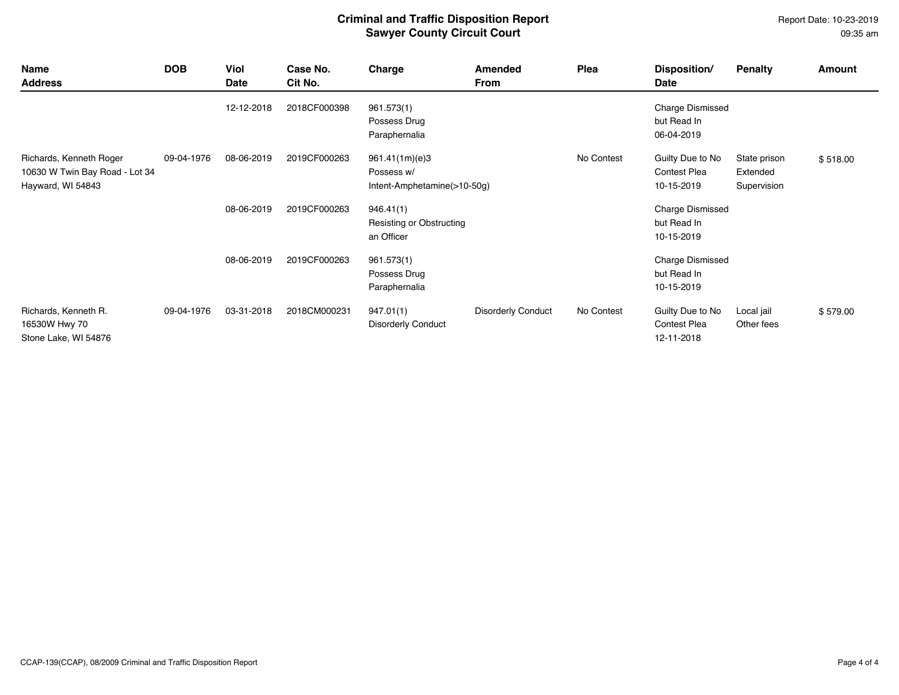# Criminal and Traffic Disposition Report
## Sawyer County Circuit Court

Report Date: 10-23-2019
09:35 am

| Name Address | DOB | Viol Date | Case No. Cit No. | Charge | Amended From | Plea | Disposition/ Date | Penalty | Amount |
|---|---|---|---|---|---|---|---|---|---|
| | | 12-12-2018 | 2018CF000398 | 961.573(1) Possess Drug Paraphernalia | | | Charge Dismissed but Read In 06-04-2019 | | |
| Richards, Kenneth Roger 10630 W Twin Bay Road - Lot 34 Hayward, WI 54843 | 09-04-1976 | 08-06-2019 | 2019CF000263 | 961.41(1m)(e)3 Possess w/ Intent-Amphetamine(>10-50g) | | No Contest | Guilty Due to No Contest Plea 10-15-2019 | State prison Extended Supervision | $ 518.00 |
| | | 08-06-2019 | 2019CF000263 | 946.41(1) Resisting or Obstructing an Officer | | | Charge Dismissed but Read In 10-15-2019 | | |
| | | 08-06-2019 | 2019CF000263 | 961.573(1) Possess Drug Paraphernalia | | | Charge Dismissed but Read In 10-15-2019 | | |
| Richards, Kenneth R. 16530W Hwy 70 Stone Lake, WI 54876 | 09-04-1976 | 03-31-2018 | 2018CM000231 | 947.01(1) Disorderly Conduct | Disorderly Conduct | No Contest | Guilty Due to No Contest Plea 12-11-2018 | Local jail Other fees | $ 579.00 |

CCAP-139(CCAP), 08/2009 Criminal and Traffic Disposition Report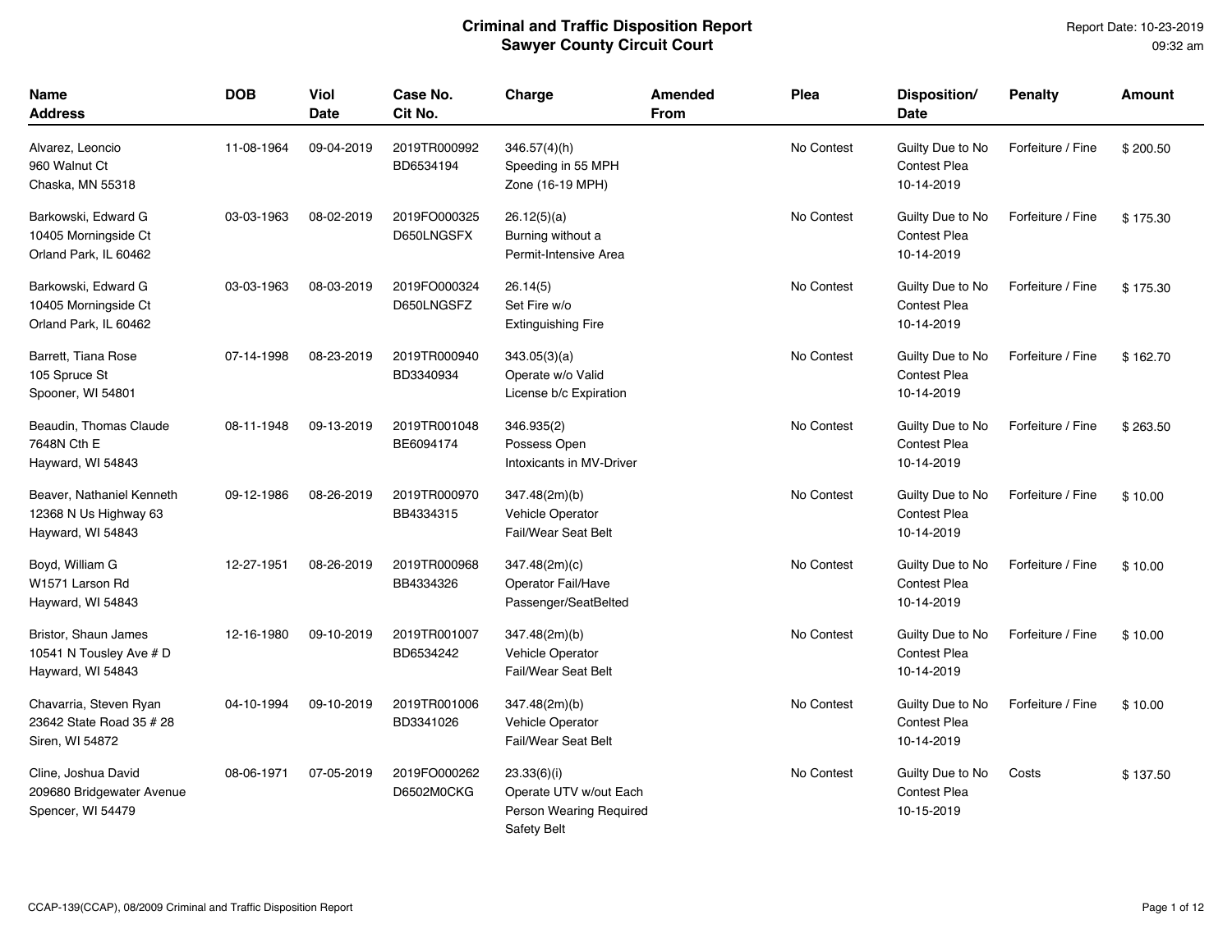# Criminal and Traffic Disposition Report
## Sawyer County Circuit Court

Report Date: 10-23-2019
09:32 am

| Name<br>Address | DOB | Viol Date | Case No.<br>Cit No. | Charge | Amended From | Plea | Disposition/<br>Date | Penalty | Amount |
|---|---|---|---|---|---|---|---|---|---|
| Alvarez, Leoncio<br>960 Walnut Ct<br>Chaska, MN 55318 | 11-08-1964 | 09-04-2019 | 2019TR000992<br>BD6534194 | 346.57(4)(h)<br>Speeding in 55 MPH Zone (16-19 MPH) | | No Contest | Guilty Due to No Contest Plea<br>10-14-2019 | Forfeiture / Fine | $ 200.50 |
| Barkowski, Edward G<br>10405 Morningside Ct<br>Orland Park, IL 60462 | 03-03-1963 | 08-02-2019 | 2019FO000325<br>D650LNGSFX | 26.12(5)(a)<br>Burning without a Permit-Intensive Area | | No Contest | Guilty Due to No Contest Plea<br>10-14-2019 | Forfeiture / Fine | $ 175.30 |
| Barkowski, Edward G<br>10405 Morningside Ct<br>Orland Park, IL 60462 | 03-03-1963 | 08-03-2019 | 2019FO000324<br>D650LNGSFZ | 26.14(5)<br>Set Fire w/o Extinguishing Fire | | No Contest | Guilty Due to No Contest Plea<br>10-14-2019 | Forfeiture / Fine | $ 175.30 |
| Barrett, Tiana Rose<br>105 Spruce St<br>Spooner, WI 54801 | 07-14-1998 | 08-23-2019 | 2019TR000940<br>BD3340934 | 343.05(3)(a)<br>Operate w/o Valid License b/c Expiration | | No Contest | Guilty Due to No Contest Plea<br>10-14-2019 | Forfeiture / Fine | $ 162.70 |
| Beaudin, Thomas Claude<br>7648N Cth E<br>Hayward, WI 54843 | 08-11-1948 | 09-13-2019 | 2019TR001048<br>BE6094174 | 346.935(2)<br>Possess Open Intoxicants in MV-Driver | | No Contest | Guilty Due to No Contest Plea<br>10-14-2019 | Forfeiture / Fine | $ 263.50 |
| Beaver, Nathaniel Kenneth<br>12368 N Us Highway 63<br>Hayward, WI 54843 | 09-12-1986 | 08-26-2019 | 2019TR000970<br>BB4334315 | 347.48(2m)(b)<br>Vehicle Operator Fail/Wear Seat Belt | | No Contest | Guilty Due to No Contest Plea<br>10-14-2019 | Forfeiture / Fine | $ 10.00 |
| Boyd, William G<br>W1571 Larson Rd<br>Hayward, WI 54843 | 12-27-1951 | 08-26-2019 | 2019TR000968<br>BB4334326 | 347.48(2m)(c)<br>Operator Fail/Have Passenger/SeatBelted | | No Contest | Guilty Due to No Contest Plea<br>10-14-2019 | Forfeiture / Fine | $ 10.00 |
| Bristor, Shaun James<br>10541 N Tousley Ave # D<br>Hayward, WI 54843 | 12-16-1980 | 09-10-2019 | 2019TR001007<br>BD6534242 | 347.48(2m)(b)<br>Vehicle Operator Fail/Wear Seat Belt | | No Contest | Guilty Due to No Contest Plea<br>10-14-2019 | Forfeiture / Fine | $ 10.00 |
| Chavarria, Steven Ryan<br>23642 State Road 35 # 28<br>Siren, WI 54872 | 04-10-1994 | 09-10-2019 | 2019TR001006<br>BD3341026 | 347.48(2m)(b)<br>Vehicle Operator Fail/Wear Seat Belt | | No Contest | Guilty Due to No Contest Plea<br>10-14-2019 | Forfeiture / Fine | $ 10.00 |
| Cline, Joshua David<br>209680 Bridgewater Avenue<br>Spencer, WI 54479 | 08-06-1971 | 07-05-2019 | 2019FO000262<br>D6502M0CKG | 23.33(6)(i)<br>Operate UTV w/out Each Person Wearing Required Safety Belt | | No Contest | Guilty Due to No Contest Plea<br>10-15-2019 | Costs | $ 137.50 |

CCAP-139(CCAP), 08/2009 Criminal and Traffic Disposition Report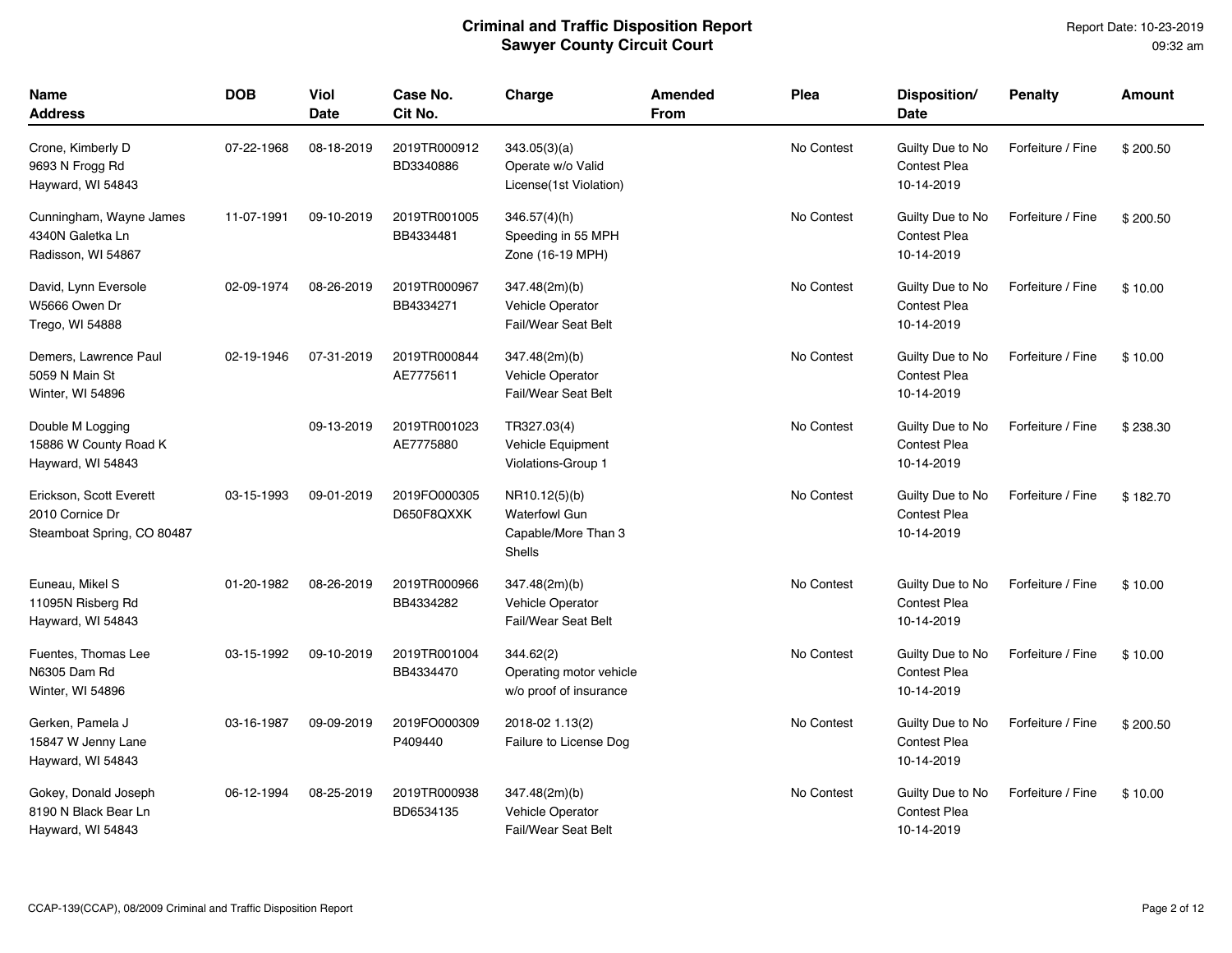# Criminal and Traffic Disposition Report
## Sawyer County Circuit Court

Report Date: 10-23-2019
09:32 am

| Name<br>Address | DOB | Viol<br>Date | Case No.<br>Cit No. | Charge | Amended<br>From | Plea | Disposition/<br>Date | Penalty | Amount |
|---|---|---|---|---|---|---|---|---|---|
| Crone, Kimberly D<br>9693 N Frogg Rd<br>Hayward, WI 54843 | 07-22-1968 | 08-18-2019 | 2019TR000912<br>BD3340886 | 343.05(3)(a)<br>Operate w/o Valid License(1st Violation) | | No Contest | Guilty Due to No Contest Plea<br>10-14-2019 | Forfeiture / Fine | $ 200.50 |
| Cunningham, Wayne James<br>4340N Galetka Ln<br>Radisson, WI 54867 | 11-07-1991 | 09-10-2019 | 2019TR001005<br>BB4334481 | 346.57(4)(h)<br>Speeding in 55 MPH Zone (16-19 MPH) | | No Contest | Guilty Due to No Contest Plea<br>10-14-2019 | Forfeiture / Fine | $ 200.50 |
| David, Lynn Eversole<br>W5666 Owen Dr<br>Trego, WI 54888 | 02-09-1974 | 08-26-2019 | 2019TR000967<br>BB4334271 | 347.48(2m)(b)<br>Vehicle Operator Fail/Wear Seat Belt | | No Contest | Guilty Due to No Contest Plea<br>10-14-2019 | Forfeiture / Fine | $ 10.00 |
| Demers, Lawrence Paul<br>5059 N Main St<br>Winter, WI 54896 | 02-19-1946 | 07-31-2019 | 2019TR000844<br>AE7775611 | 347.48(2m)(b)<br>Vehicle Operator Fail/Wear Seat Belt | | No Contest | Guilty Due to No Contest Plea<br>10-14-2019 | Forfeiture / Fine | $ 10.00 |
| Double M Logging<br>15886 W County Road K<br>Hayward, WI 54843 | | 09-13-2019 | 2019TR001023<br>AE7775880 | TR327.03(4)<br>Vehicle Equipment Violations-Group 1 | | No Contest | Guilty Due to No Contest Plea<br>10-14-2019 | Forfeiture / Fine | $ 238.30 |
| Erickson, Scott Everett<br>2010 Cornice Dr<br>Steamboat Spring, CO 80487 | 03-15-1993 | 09-01-2019 | 2019FO000305<br>D650F8QXXK | NR10.12(5)(b)<br>Waterfowl Gun Capable/More Than 3 Shells | | No Contest | Guilty Due to No Contest Plea<br>10-14-2019 | Forfeiture / Fine | $ 182.70 |
| Euneau, Mikel S<br>11095N Risberg Rd<br>Hayward, WI 54843 | 01-20-1982 | 08-26-2019 | 2019TR000966<br>BB4334282 | 347.48(2m)(b)<br>Vehicle Operator Fail/Wear Seat Belt | | No Contest | Guilty Due to No Contest Plea<br>10-14-2019 | Forfeiture / Fine | $ 10.00 |
| Fuentes, Thomas Lee<br>N6305 Dam Rd<br>Winter, WI 54896 | 03-15-1992 | 09-10-2019 | 2019TR001004<br>BB4334470 | 344.62(2)<br>Operating motor vehicle w/o proof of insurance | | No Contest | Guilty Due to No Contest Plea<br>10-14-2019 | Forfeiture / Fine | $ 10.00 |
| Gerken, Pamela J<br>15847 W Jenny Lane<br>Hayward, WI 54843 | 03-16-1987 | 09-09-2019 | 2019FO000309<br>P409440 | 2018-02 1.13(2)<br>Failure to License Dog | | No Contest | Guilty Due to No Contest Plea<br>10-14-2019 | Forfeiture / Fine | $ 200.50 |
| Gokey, Donald Joseph<br>8190 N Black Bear Ln<br>Hayward, WI 54843 | 06-12-1994 | 08-25-2019 | 2019TR000938<br>BD6534135 | 347.48(2m)(b)<br>Vehicle Operator Fail/Wear Seat Belt | | No Contest | Guilty Due to No Contest Plea<br>10-14-2019 | Forfeiture / Fine | $ 10.00 |

CCAP-139(CCAP), 08/2009 Criminal and Traffic Disposition Report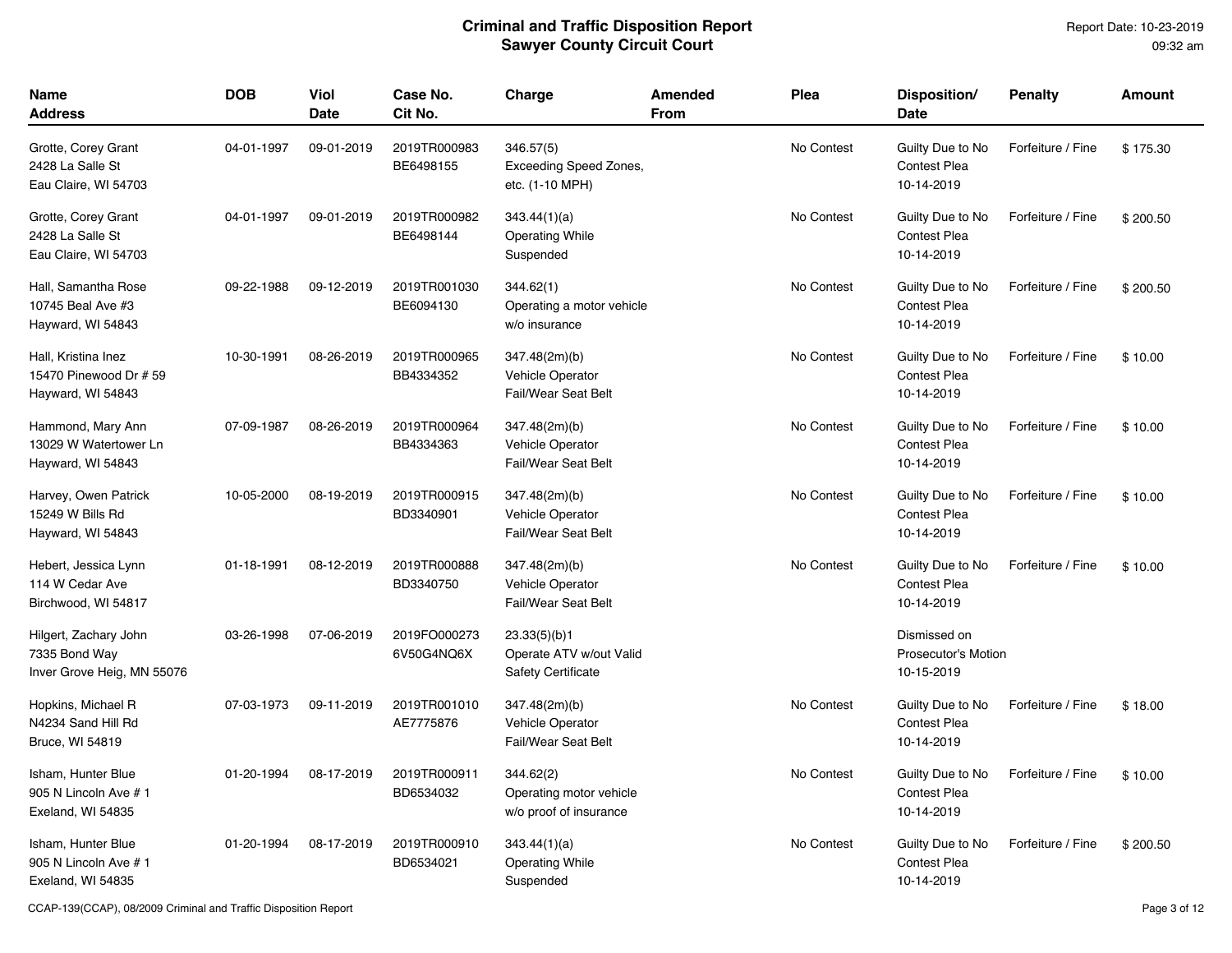# Criminal and Traffic Disposition Report
## Sawyer County Circuit Court

Report Date: 10-23-2019
09:32 am

| Name<br>Address | DOB | Viol Date | Case No.<br>Cit No. | Charge | Amended From | Plea | Disposition/<br>Date | Penalty | Amount |
|---|---|---|---|---|---|---|---|---|---|
| Grotte, Corey Grant<br>2428 La Salle St<br>Eau Claire, WI 54703 | 04-01-1997 | 09-01-2019 | 2019TR000983<br>BE6498155 | 346.57(5)<br>Exceeding Speed Zones, etc. (1-10 MPH) | | No Contest | Guilty Due to No Contest Plea<br>10-14-2019 | Forfeiture / Fine | $ 175.30 |
| Grotte, Corey Grant<br>2428 La Salle St<br>Eau Claire, WI 54703 | 04-01-1997 | 09-01-2019 | 2019TR000982<br>BE6498144 | 343.44(1)(a)<br>Operating While Suspended | | No Contest | Guilty Due to No Contest Plea<br>10-14-2019 | Forfeiture / Fine | $ 200.50 |
| Hall, Samantha Rose<br>10745 Beal Ave #3<br>Hayward, WI 54843 | 09-22-1988 | 09-12-2019 | 2019TR001030<br>BE6094130 | 344.62(1)<br>Operating a motor vehicle w/o insurance | | No Contest | Guilty Due to No Contest Plea<br>10-14-2019 | Forfeiture / Fine | $ 200.50 |
| Hall, Kristina Inez<br>15470 Pinewood Dr # 59<br>Hayward, WI 54843 | 10-30-1991 | 08-26-2019 | 2019TR000965<br>BB4334352 | 347.48(2m)(b)<br>Vehicle Operator Fail/Wear Seat Belt | | No Contest | Guilty Due to No Contest Plea<br>10-14-2019 | Forfeiture / Fine | $ 10.00 |
| Hammond, Mary Ann<br>13029 W Watertower Ln<br>Hayward, WI 54843 | 07-09-1987 | 08-26-2019 | 2019TR000964<br>BB4334363 | 347.48(2m)(b)<br>Vehicle Operator Fail/Wear Seat Belt | | No Contest | Guilty Due to No Contest Plea<br>10-14-2019 | Forfeiture / Fine | $ 10.00 |
| Harvey, Owen Patrick<br>15249 W Bills Rd<br>Hayward, WI 54843 | 10-05-2000 | 08-19-2019 | 2019TR000915<br>BD3340901 | 347.48(2m)(b)<br>Vehicle Operator Fail/Wear Seat Belt | | No Contest | Guilty Due to No Contest Plea<br>10-14-2019 | Forfeiture / Fine | $ 10.00 |
| Hebert, Jessica Lynn<br>114 W Cedar Ave<br>Birchwood, WI 54817 | 01-18-1991 | 08-12-2019 | 2019TR000888<br>BD3340750 | 347.48(2m)(b)<br>Vehicle Operator Fail/Wear Seat Belt | | No Contest | Guilty Due to No Contest Plea<br>10-14-2019 | Forfeiture / Fine | $ 10.00 |
| Hilgert, Zachary John<br>7335 Bond Way<br>Inver Grove Heig, MN 55076 | 03-26-1998 | 07-06-2019 | 2019FO000273<br>6V50G4NQ6X | 23.33(5)(b)1<br>Operate ATV w/out Valid Safety Certificate | | | Dismissed on Prosecutor's Motion<br>10-15-2019 | | |
| Hopkins, Michael R<br>N4234 Sand Hill Rd<br>Bruce, WI 54819 | 07-03-1973 | 09-11-2019 | 2019TR001010<br>AE7775876 | 347.48(2m)(b)<br>Vehicle Operator Fail/Wear Seat Belt | | No Contest | Guilty Due to No Contest Plea<br>10-14-2019 | Forfeiture / Fine | $ 18.00 |
| Isham, Hunter Blue<br>905 N Lincoln Ave # 1<br>Exeland, WI 54835 | 01-20-1994 | 08-17-2019 | 2019TR000911<br>BD6534032 | 344.62(2)<br>Operating motor vehicle w/o proof of insurance | | No Contest | Guilty Due to No Contest Plea<br>10-14-2019 | Forfeiture / Fine | $ 10.00 |
| Isham, Hunter Blue<br>905 N Lincoln Ave # 1<br>Exeland, WI 54835 | 01-20-1994 | 08-17-2019 | 2019TR000910<br>BD6534021 | 343.44(1)(a)<br>Operating While Suspended | | No Contest | Guilty Due to No Contest Plea<br>10-14-2019 | Forfeiture / Fine | $ 200.50 |

CCAP-139(CCAP), 08/2009 Criminal and Traffic Disposition Report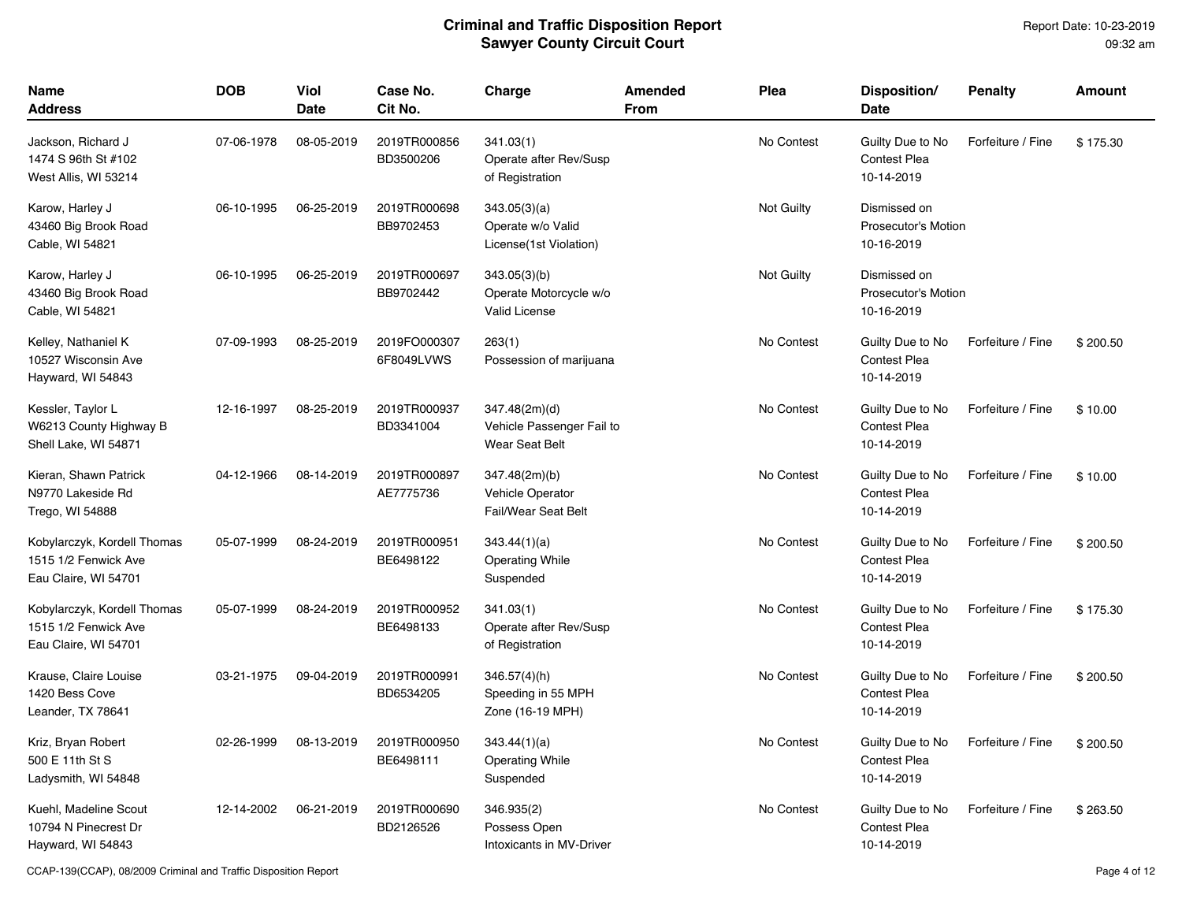# Criminal and Traffic Disposition Report
## Sawyer County Circuit Court

Report Date: 10-23-2019
09:32 am

| Name<br>Address | DOB | Viol Date | Case No.<br>Cit No. | Charge | Amended From | Plea | Disposition/<br>Date | Penalty | Amount |
|---|---|---|---|---|---|---|---|---|---|
| Jackson, Richard J<br>1474 S 96th St #102<br>West Allis, WI 53214 | 07-06-1978 | 08-05-2019 | 2019TR000856<br>BD3500206 | 341.03(1)<br>Operate after Rev/Susp of Registration | | No Contest | Guilty Due to No Contest Plea<br>10-14-2019 | Forfeiture / Fine | $ 175.30 |
| Karow, Harley J<br>43460 Big Brook Road<br>Cable, WI 54821 | 06-10-1995 | 06-25-2019 | 2019TR000698<br>BB9702453 | 343.05(3)(a)<br>Operate w/o Valid License(1st Violation) | | Not Guilty | Dismissed on Prosecutor's Motion<br>10-16-2019 | | |
| Karow, Harley J<br>43460 Big Brook Road<br>Cable, WI 54821 | 06-10-1995 | 06-25-2019 | 2019TR000697<br>BB9702442 | 343.05(3)(b)<br>Operate Motorcycle w/o Valid License | | Not Guilty | Dismissed on Prosecutor's Motion<br>10-16-2019 | | |
| Kelley, Nathaniel K<br>10527 Wisconsin Ave<br>Hayward, WI 54843 | 07-09-1993 | 08-25-2019 | 2019FO000307<br>6F8049LVWS | 263(1)<br>Possession of marijuana | | No Contest | Guilty Due to No Contest Plea<br>10-14-2019 | Forfeiture / Fine | $ 200.50 |
| Kessler, Taylor L<br>W6213 County Highway B<br>Shell Lake, WI 54871 | 12-16-1997 | 08-25-2019 | 2019TR000937<br>BD3341004 | 347.48(2m)(d)<br>Vehicle Passenger Fail to Wear Seat Belt | | No Contest | Guilty Due to No Contest Plea<br>10-14-2019 | Forfeiture / Fine | $ 10.00 |
| Kieran, Shawn Patrick<br>N9770 Lakeside Rd<br>Trego, WI 54888 | 04-12-1966 | 08-14-2019 | 2019TR000897<br>AE7775736 | 347.48(2m)(b)<br>Vehicle Operator Fail/Wear Seat Belt | | No Contest | Guilty Due to No Contest Plea<br>10-14-2019 | Forfeiture / Fine | $ 10.00 |
| Kobylarczyk, Kordell Thomas<br>1515 1/2 Fenwick Ave<br>Eau Claire, WI 54701 | 05-07-1999 | 08-24-2019 | 2019TR000951<br>BE6498122 | 343.44(1)(a)<br>Operating While Suspended | | No Contest | Guilty Due to No Contest Plea<br>10-14-2019 | Forfeiture / Fine | $ 200.50 |
| Kobylarczyk, Kordell Thomas<br>1515 1/2 Fenwick Ave<br>Eau Claire, WI 54701 | 05-07-1999 | 08-24-2019 | 2019TR000952<br>BE6498133 | 341.03(1)<br>Operate after Rev/Susp of Registration | | No Contest | Guilty Due to No Contest Plea<br>10-14-2019 | Forfeiture / Fine | $ 175.30 |
| Krause, Claire Louise<br>1420 Bess Cove<br>Leander, TX 78641 | 03-21-1975 | 09-04-2019 | 2019TR000991<br>BD6534205 | 346.57(4)(h)<br>Speeding in 55 MPH Zone (16-19 MPH) | | No Contest | Guilty Due to No Contest Plea<br>10-14-2019 | Forfeiture / Fine | $ 200.50 |
| Kriz, Bryan Robert<br>500 E 11th St S<br>Ladysmith, WI 54848 | 02-26-1999 | 08-13-2019 | 2019TR000950<br>BE6498111 | 343.44(1)(a)<br>Operating While Suspended | | No Contest | Guilty Due to No Contest Plea<br>10-14-2019 | Forfeiture / Fine | $ 200.50 |
| Kuehl, Madeline Scout<br>10794 N Pinecrest Dr<br>Hayward, WI 54843 | 12-14-2002 | 06-21-2019 | 2019TR000690<br>BD2126526 | 346.935(2)<br>Possess Open Intoxicants in MV-Driver | | No Contest | Guilty Due to No Contest Plea<br>10-14-2019 | Forfeiture / Fine | $ 263.50 |

CCAP-139(CCAP), 08/2009 Criminal and Traffic Disposition Report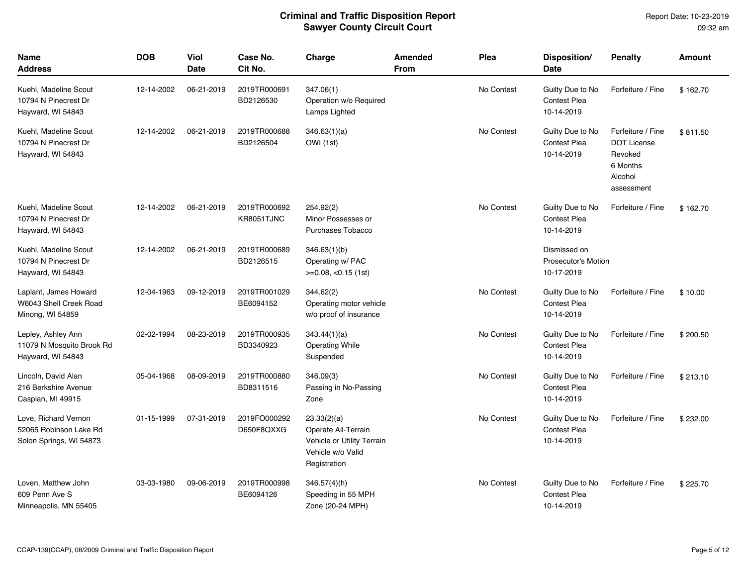# Criminal and Traffic Disposition Report
## Sawyer County Circuit Court

Report Date: 10-23-2019
09:32 am

| Name<br>Address | DOB | Viol<br>Date | Case No.<br>Cit No. | Charge | Amended<br>From | Plea | Disposition/<br>Date | Penalty | Amount |
|---|---|---|---|---|---|---|---|---|---|
| Kuehl, Madeline Scout<br>10794 N Pinecrest Dr<br>Hayward, WI 54843 | 12-14-2002 | 06-21-2019 | 2019TR000691<br>BD2126530 | 347.06(1)<br>Operation w/o Required Lamps Lighted | | No Contest | Guilty Due to No Contest Plea<br>10-14-2019 | Forfeiture / Fine | $ 162.70 |
| Kuehl, Madeline Scout<br>10794 N Pinecrest Dr<br>Hayward, WI 54843 | 12-14-2002 | 06-21-2019 | 2019TR000688<br>BD2126504 | 346.63(1)(a)<br>OWI (1st) | | No Contest | Guilty Due to No Contest Plea<br>10-14-2019 | Forfeiture / Fine<br>DOT License Revoked<br>6 Months<br>Alcohol assessment | $ 811.50 |
| Kuehl, Madeline Scout<br>10794 N Pinecrest Dr<br>Hayward, WI 54843 | 12-14-2002 | 06-21-2019 | 2019TR000692<br>KR8051TJNC | 254.92(2)<br>Minor Possesses or Purchases Tobacco | | No Contest | Guilty Due to No Contest Plea<br>10-14-2019 | Forfeiture / Fine | $ 162.70 |
| Kuehl, Madeline Scout<br>10794 N Pinecrest Dr<br>Hayward, WI 54843 | 12-14-2002 | 06-21-2019 | 2019TR000689<br>BD2126515 | 346.63(1)(b)<br>Operating w/ PAC >=0.08, <0.15 (1st) | | | Dismissed on Prosecutor's Motion<br>10-17-2019 | | |
| Laplant, James Howard<br>W6043 Shell Creek Road<br>Minong, WI 54859 | 12-04-1963 | 09-12-2019 | 2019TR001029<br>BE6094152 | 344.62(2)<br>Operating motor vehicle w/o proof of insurance | | No Contest | Guilty Due to No Contest Plea<br>10-14-2019 | Forfeiture / Fine | $ 10.00 |
| Lepley, Ashley Ann<br>11079 N Mosquito Brook Rd<br>Hayward, WI 54843 | 02-02-1994 | 08-23-2019 | 2019TR000935<br>BD3340923 | 343.44(1)(a)<br>Operating While Suspended | | No Contest | Guilty Due to No Contest Plea<br>10-14-2019 | Forfeiture / Fine | $ 200.50 |
| Lincoln, David Alan<br>216 Berkshire Avenue<br>Caspian, MI 49915 | 05-04-1968 | 08-09-2019 | 2019TR000880<br>BD8311516 | 346.09(3)<br>Passing in No-Passing Zone | | No Contest | Guilty Due to No Contest Plea<br>10-14-2019 | Forfeiture / Fine | $ 213.10 |
| Love, Richard Vernon<br>52065 Robinson Lake Rd<br>Solon Springs, WI 54873 | 01-15-1999 | 07-31-2019 | 2019FO000292<br>D650F8QXXG | 23.33(2)(a)<br>Operate All-Terrain Vehicle or Utility Terrain Vehicle w/o Valid Registration | | No Contest | Guilty Due to No Contest Plea<br>10-14-2019 | Forfeiture / Fine | $ 232.00 |
| Loven, Matthew John<br>609 Penn Ave S<br>Minneapolis, MN 55405 | 03-03-1980 | 09-06-2019 | 2019TR000998<br>BE6094126 | 346.57(4)(h)<br>Speeding in 55 MPH Zone (20-24 MPH) | | No Contest | Guilty Due to No Contest Plea<br>10-14-2019 | Forfeiture / Fine | $ 225.70 |

CCAP-139(CCAP), 08/2009 Criminal and Traffic Disposition Report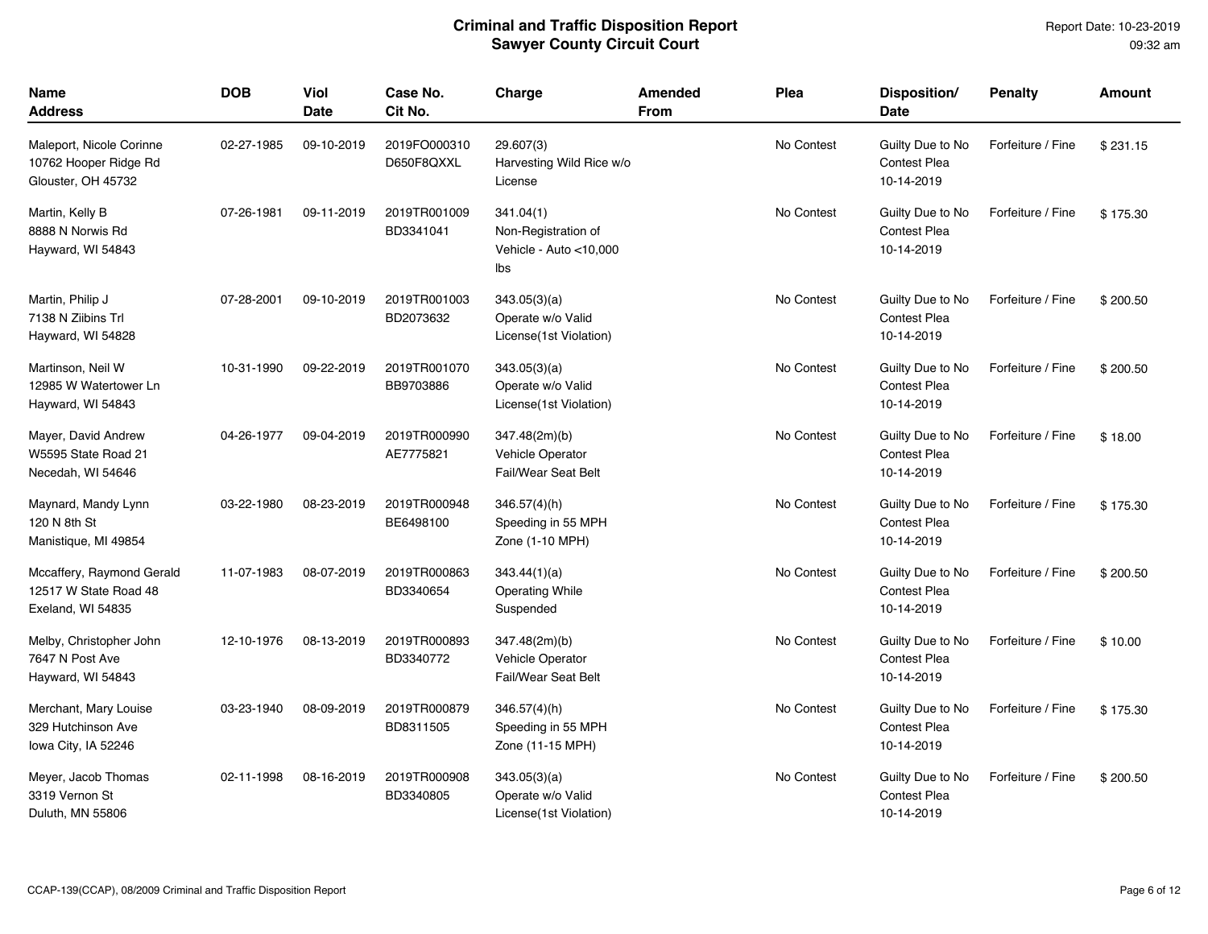# Criminal and Traffic Disposition Report
## Sawyer County Circuit Court

Report Date: 10-23-2019
09:32 am

| Name<br>Address | DOB | Viol Date | Case No.<br>Cit No. | Charge | Amended From | Plea | Disposition/<br>Date | Penalty | Amount |
|---|---|---|---|---|---|---|---|---|---|
| Maleport, Nicole Corinne<br>10762 Hooper Ridge Rd<br>Glouster, OH 45732 | 02-27-1985 | 09-10-2019 | 2019FO000310<br>D650F8QXXL | 29.607(3)<br>Harvesting Wild Rice w/o License | | No Contest | Guilty Due to No Contest Plea<br>10-14-2019 | Forfeiture / Fine | $ 231.15 |
| Martin, Kelly B<br>8888 N Norwis Rd<br>Hayward, WI 54843 | 07-26-1981 | 09-11-2019 | 2019TR001009<br>BD3341041 | 341.04(1)<br>Non-Registration of Vehicle - Auto <10,000 lbs | | No Contest | Guilty Due to No Contest Plea<br>10-14-2019 | Forfeiture / Fine | $ 175.30 |
| Martin, Philip J<br>7138 N Ziibins Trl<br>Hayward, WI 54828 | 07-28-2001 | 09-10-2019 | 2019TR001003<br>BD2073632 | 343.05(3)(a)<br>Operate w/o Valid License(1st Violation) | | No Contest | Guilty Due to No Contest Plea<br>10-14-2019 | Forfeiture / Fine | $ 200.50 |
| Martinson, Neil W<br>12985 W Watertower Ln<br>Hayward, WI 54843 | 10-31-1990 | 09-22-2019 | 2019TR001070<br>BB9703886 | 343.05(3)(a)<br>Operate w/o Valid License(1st Violation) | | No Contest | Guilty Due to No Contest Plea<br>10-14-2019 | Forfeiture / Fine | $ 200.50 |
| Mayer, David Andrew<br>W5595 State Road 21<br>Necedah, WI 54646 | 04-26-1977 | 09-04-2019 | 2019TR000990<br>AE7775821 | 347.48(2m)(b)<br>Vehicle Operator Fail/Wear Seat Belt | | No Contest | Guilty Due to No Contest Plea<br>10-14-2019 | Forfeiture / Fine | $ 18.00 |
| Maynard, Mandy Lynn<br>120 N 8th St<br>Manistique, MI 49854 | 03-22-1980 | 08-23-2019 | 2019TR000948<br>BE6498100 | 346.57(4)(h)<br>Speeding in 55 MPH Zone (1-10 MPH) | | No Contest | Guilty Due to No Contest Plea<br>10-14-2019 | Forfeiture / Fine | $ 175.30 |
| Mccaffery, Raymond Gerald<br>12517 W State Road 48<br>Exeland, WI 54835 | 11-07-1983 | 08-07-2019 | 2019TR000863<br>BD3340654 | 343.44(1)(a)<br>Operating While Suspended | | No Contest | Guilty Due to No Contest Plea<br>10-14-2019 | Forfeiture / Fine | $ 200.50 |
| Melby, Christopher John<br>7647 N Post Ave<br>Hayward, WI 54843 | 12-10-1976 | 08-13-2019 | 2019TR000893<br>BD3340772 | 347.48(2m)(b)<br>Vehicle Operator Fail/Wear Seat Belt | | No Contest | Guilty Due to No Contest Plea<br>10-14-2019 | Forfeiture / Fine | $ 10.00 |
| Merchant, Mary Louise<br>329 Hutchinson Ave<br>Iowa City, IA 52246 | 03-23-1940 | 08-09-2019 | 2019TR000879<br>BD8311505 | 346.57(4)(h)<br>Speeding in 55 MPH Zone (11-15 MPH) | | No Contest | Guilty Due to No Contest Plea<br>10-14-2019 | Forfeiture / Fine | $ 175.30 |
| Meyer, Jacob Thomas<br>3319 Vernon St<br>Duluth, MN 55806 | 02-11-1998 | 08-16-2019 | 2019TR000908<br>BD3340805 | 343.05(3)(a)<br>Operate w/o Valid License(1st Violation) | | No Contest | Guilty Due to No Contest Plea<br>10-14-2019 | Forfeiture / Fine | $ 200.50 |

CCAP-139(CCAP), 08/2009 Criminal and Traffic Disposition Report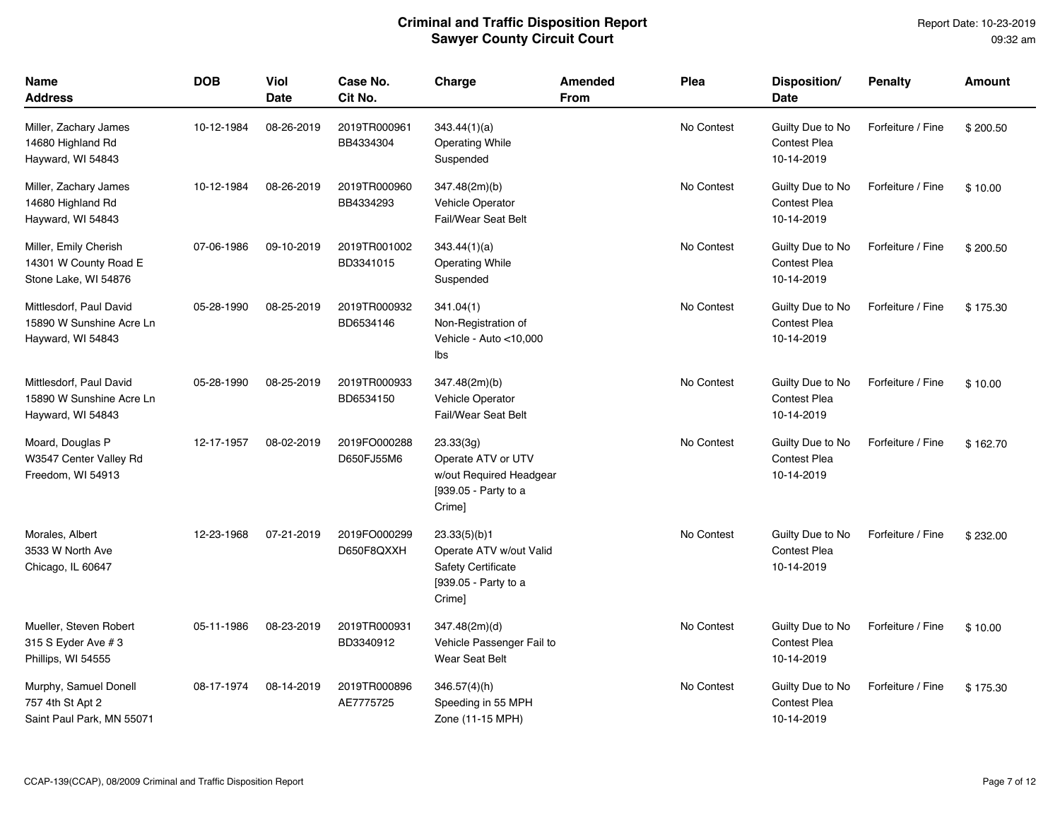# Criminal and Traffic Disposition Report
## Sawyer County Circuit Court

Report Date: 10-23-2019
09:32 am

| Name<br>Address | DOB | Viol<br>Date | Case No.<br>Cit No. | Charge | Amended<br>From | Plea | Disposition/<br>Date | Penalty | Amount |
|---|---|---|---|---|---|---|---|---|---|
| Miller, Zachary James<br>14680 Highland Rd<br>Hayward, WI 54843 | 10-12-1984 | 08-26-2019 | 2019TR000961<br>BB4334304 | 343.44(1)(a)<br>Operating While Suspended | | No Contest | Guilty Due to No Contest Plea<br>10-14-2019 | Forfeiture / Fine | $ 200.50 |
| Miller, Zachary James<br>14680 Highland Rd<br>Hayward, WI 54843 | 10-12-1984 | 08-26-2019 | 2019TR000960<br>BB4334293 | 347.48(2m)(b)<br>Vehicle Operator Fail/Wear Seat Belt | | No Contest | Guilty Due to No Contest Plea<br>10-14-2019 | Forfeiture / Fine | $ 10.00 |
| Miller, Emily Cherish<br>14301 W County Road E<br>Stone Lake, WI 54876 | 07-06-1986 | 09-10-2019 | 2019TR001002<br>BD3341015 | 343.44(1)(a)<br>Operating While Suspended | | No Contest | Guilty Due to No Contest Plea<br>10-14-2019 | Forfeiture / Fine | $ 200.50 |
| Mittlesdorf, Paul David<br>15890 W Sunshine Acre Ln<br>Hayward, WI 54843 | 05-28-1990 | 08-25-2019 | 2019TR000932<br>BD6534146 | 341.04(1)<br>Non-Registration of Vehicle - Auto <10,000 lbs | | No Contest | Guilty Due to No Contest Plea<br>10-14-2019 | Forfeiture / Fine | $ 175.30 |
| Mittlesdorf, Paul David<br>15890 W Sunshine Acre Ln<br>Hayward, WI 54843 | 05-28-1990 | 08-25-2019 | 2019TR000933<br>BD6534150 | 347.48(2m)(b)<br>Vehicle Operator Fail/Wear Seat Belt | | No Contest | Guilty Due to No Contest Plea<br>10-14-2019 | Forfeiture / Fine | $ 10.00 |
| Moard, Douglas P<br>W3547 Center Valley Rd<br>Freedom, WI 54913 | 12-17-1957 | 08-02-2019 | 2019FO000288<br>D650FJ55M6 | 23.33(3g)<br>Operate ATV or UTV w/out Required Headgear [939.05 - Party to a Crime] | | No Contest | Guilty Due to No Contest Plea<br>10-14-2019 | Forfeiture / Fine | $ 162.70 |
| Morales, Albert<br>3533 W North Ave<br>Chicago, IL 60647 | 12-23-1968 | 07-21-2019 | 2019FO000299<br>D650F8QXXH | 23.33(5)(b)1<br>Operate ATV w/out Valid Safety Certificate [939.05 - Party to a Crime] | | No Contest | Guilty Due to No Contest Plea<br>10-14-2019 | Forfeiture / Fine | $ 232.00 |
| Mueller, Steven Robert<br>315 S Eyder Ave # 3<br>Phillips, WI 54555 | 05-11-1986 | 08-23-2019 | 2019TR000931<br>BD3340912 | 347.48(2m)(d)<br>Vehicle Passenger Fail to Wear Seat Belt | | No Contest | Guilty Due to No Contest Plea<br>10-14-2019 | Forfeiture / Fine | $ 10.00 |
| Murphy, Samuel Donell<br>757 4th St Apt 2<br>Saint Paul Park, MN 55071 | 08-17-1974 | 08-14-2019 | 2019TR000896<br>AE7775725 | 346.57(4)(h)<br>Speeding in 55 MPH Zone (11-15 MPH) | | No Contest | Guilty Due to No Contest Plea<br>10-14-2019 | Forfeiture / Fine | $ 175.30 |

CCAP-139(CCAP), 08/2009 Criminal and Traffic Disposition Report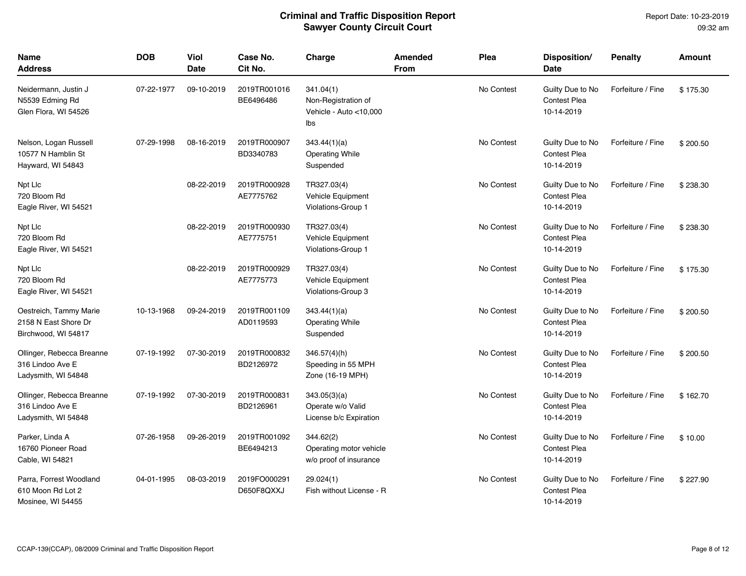# Criminal and Traffic Disposition Report
## Sawyer County Circuit Court

Report Date: 10-23-2019
09:32 am

| Name Address | DOB | Viol Date | Case No. Cit No. | Charge | Amended From | Plea | Disposition/ Date | Penalty | Amount |
|---|---|---|---|---|---|---|---|---|---|
| Neidermann, Justin J<br>N5539 Edming Rd<br>Glen Flora, WI 54526 | 07-22-1977 | 09-10-2019 | 2019TR001016<br>BE6496486 | 341.04(1)<br>Non-Registration of Vehicle - Auto <10,000 lbs | | No Contest | Guilty Due to No Contest Plea<br>10-14-2019 | Forfeiture / Fine | $ 175.30 |
| Nelson, Logan Russell<br>10577 N Hamblin St<br>Hayward, WI 54843 | 07-29-1998 | 08-16-2019 | 2019TR000907<br>BD3340783 | 343.44(1)(a)<br>Operating While Suspended | | No Contest | Guilty Due to No Contest Plea<br>10-14-2019 | Forfeiture / Fine | $ 200.50 |
| Npt Llc<br>720 Bloom Rd<br>Eagle River, WI 54521 | | 08-22-2019 | 2019TR000928<br>AE7775762 | TR327.03(4)<br>Vehicle Equipment Violations-Group 1 | | No Contest | Guilty Due to No Contest Plea<br>10-14-2019 | Forfeiture / Fine | $ 238.30 |
| Npt Llc<br>720 Bloom Rd<br>Eagle River, WI 54521 | | 08-22-2019 | 2019TR000930<br>AE7775751 | TR327.03(4)<br>Vehicle Equipment Violations-Group 1 | | No Contest | Guilty Due to No Contest Plea<br>10-14-2019 | Forfeiture / Fine | $ 238.30 |
| Npt Llc<br>720 Bloom Rd<br>Eagle River, WI 54521 | | 08-22-2019 | 2019TR000929<br>AE7775773 | TR327.03(4)<br>Vehicle Equipment Violations-Group 3 | | No Contest | Guilty Due to No Contest Plea<br>10-14-2019 | Forfeiture / Fine | $ 175.30 |
| Oestreich, Tammy Marie<br>2158 N East Shore Dr<br>Birchwood, WI 54817 | 10-13-1968 | 09-24-2019 | 2019TR001109<br>AD0119593 | 343.44(1)(a)<br>Operating While Suspended | | No Contest | Guilty Due to No Contest Plea<br>10-14-2019 | Forfeiture / Fine | $ 200.50 |
| Ollinger, Rebecca Breanne<br>316 Lindoo Ave E<br>Ladysmith, WI 54848 | 07-19-1992 | 07-30-2019 | 2019TR000832<br>BD2126972 | 346.57(4)(h)<br>Speeding in 55 MPH Zone (16-19 MPH) | | No Contest | Guilty Due to No Contest Plea<br>10-14-2019 | Forfeiture / Fine | $ 200.50 |
| Ollinger, Rebecca Breanne<br>316 Lindoo Ave E<br>Ladysmith, WI 54848 | 07-19-1992 | 07-30-2019 | 2019TR000831<br>BD2126961 | 343.05(3)(a)<br>Operate w/o Valid License b/c Expiration | | No Contest | Guilty Due to No Contest Plea<br>10-14-2019 | Forfeiture / Fine | $ 162.70 |
| Parker, Linda A<br>16760 Pioneer Road<br>Cable, WI 54821 | 07-26-1958 | 09-26-2019 | 2019TR001092<br>BE6494213 | 344.62(2)<br>Operating motor vehicle w/o proof of insurance | | No Contest | Guilty Due to No Contest Plea<br>10-14-2019 | Forfeiture / Fine | $ 10.00 |
| Parra, Forrest Woodland<br>610 Moon Rd Lot 2<br>Mosinee, WI 54455 | 04-01-1995 | 08-03-2019 | 2019FO000291<br>D650F8QXXJ | 29.024(1)<br>Fish without License - R | | No Contest | Guilty Due to No Contest Plea<br>10-14-2019 | Forfeiture / Fine | $ 227.90 |

CCAP-139(CCAP), 08/2009 Criminal and Traffic Disposition Report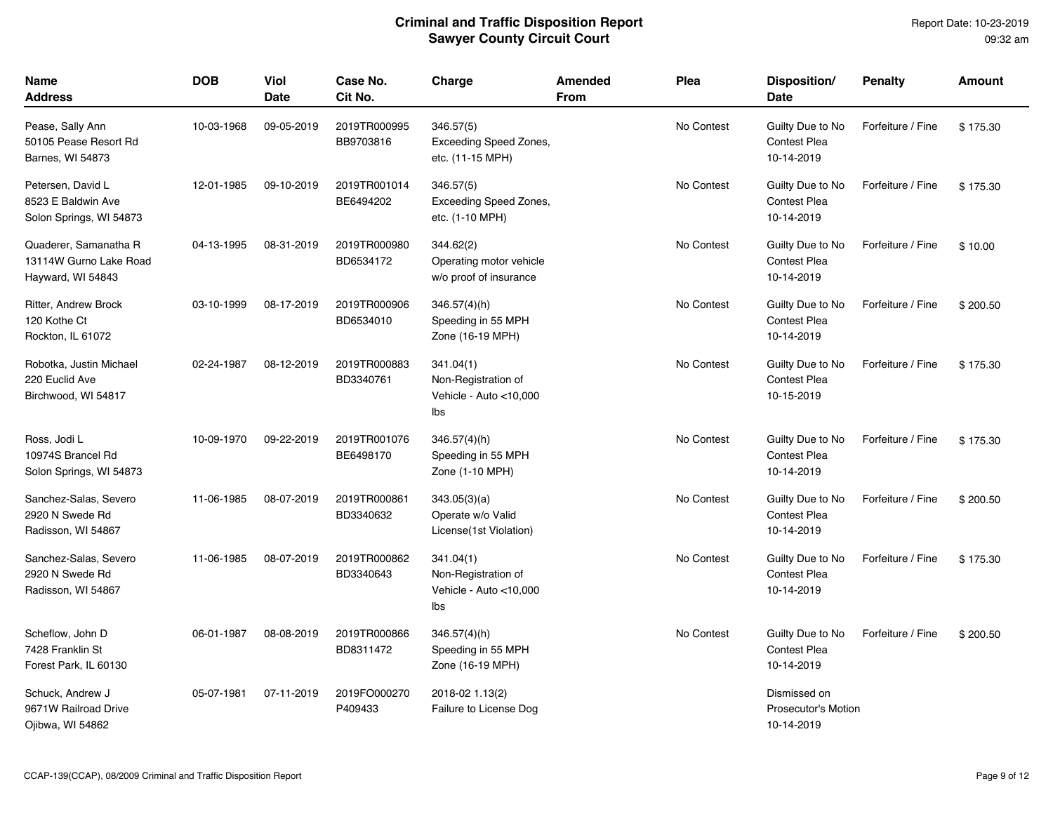# Criminal and Traffic Disposition Report
## Sawyer County Circuit Court

Report Date: 10-23-2019
09:32 am

| Name<br>Address | DOB | Viol<br>Date | Case No.<br>Cit No. | Charge | Amended<br>From | Plea | Disposition/<br>Date | Penalty | Amount |
|---|---|---|---|---|---|---|---|---|---|
| Pease, Sally Ann<br>50105 Pease Resort Rd<br>Barnes, WI 54873 | 10-03-1968 | 09-05-2019 | 2019TR000995<br>BB9703816 | 346.57(5)<br>Exceeding Speed Zones, etc. (11-15 MPH) | | No Contest | Guilty Due to No Contest Plea<br>10-14-2019 | Forfeiture / Fine | $ 175.30 |
| Petersen, David L<br>8523 E Baldwin Ave<br>Solon Springs, WI 54873 | 12-01-1985 | 09-10-2019 | 2019TR001014<br>BE6494202 | 346.57(5)<br>Exceeding Speed Zones, etc. (1-10 MPH) | | No Contest | Guilty Due to No Contest Plea<br>10-14-2019 | Forfeiture / Fine | $ 175.30 |
| Quaderer, Samanatha R<br>13114W Gurno Lake Road<br>Hayward, WI 54843 | 04-13-1995 | 08-31-2019 | 2019TR000980<br>BD6534172 | 344.62(2)<br>Operating motor vehicle w/o proof of insurance | | No Contest | Guilty Due to No Contest Plea<br>10-14-2019 | Forfeiture / Fine | $ 10.00 |
| Ritter, Andrew Brock<br>120 Kothe Ct<br>Rockton, IL 61072 | 03-10-1999 | 08-17-2019 | 2019TR000906<br>BD6534010 | 346.57(4)(h)<br>Speeding in 55 MPH Zone (16-19 MPH) | | No Contest | Guilty Due to No Contest Plea<br>10-14-2019 | Forfeiture / Fine | $ 200.50 |
| Robotka, Justin Michael<br>220 Euclid Ave<br>Birchwood, WI 54817 | 02-24-1987 | 08-12-2019 | 2019TR000883<br>BD3340761 | 341.04(1)<br>Non-Registration of Vehicle - Auto <10,000 lbs | | No Contest | Guilty Due to No Contest Plea<br>10-15-2019 | Forfeiture / Fine | $ 175.30 |
| Ross, Jodi L<br>10974S Brancel Rd<br>Solon Springs, WI 54873 | 10-09-1970 | 09-22-2019 | 2019TR001076<br>BE6498170 | 346.57(4)(h)<br>Speeding in 55 MPH Zone (1-10 MPH) | | No Contest | Guilty Due to No Contest Plea<br>10-14-2019 | Forfeiture / Fine | $ 175.30 |
| Sanchez-Salas, Severo<br>2920 N Swede Rd<br>Radisson, WI 54867 | 11-06-1985 | 08-07-2019 | 2019TR000861<br>BD3340632 | 343.05(3)(a)<br>Operate w/o Valid License(1st Violation) | | No Contest | Guilty Due to No Contest Plea<br>10-14-2019 | Forfeiture / Fine | $ 200.50 |
| Sanchez-Salas, Severo<br>2920 N Swede Rd<br>Radisson, WI 54867 | 11-06-1985 | 08-07-2019 | 2019TR000862<br>BD3340643 | 341.04(1)<br>Non-Registration of Vehicle - Auto <10,000 lbs | | No Contest | Guilty Due to No Contest Plea<br>10-14-2019 | Forfeiture / Fine | $ 175.30 |
| Scheflow, John D<br>7428 Franklin St<br>Forest Park, IL 60130 | 06-01-1987 | 08-08-2019 | 2019TR000866<br>BD8311472 | 346.57(4)(h)<br>Speeding in 55 MPH Zone (16-19 MPH) | | No Contest | Guilty Due to No Contest Plea<br>10-14-2019 | Forfeiture / Fine | $ 200.50 |
| Schuck, Andrew J<br>9671W Railroad Drive<br>Ojibwa, WI 54862 | 05-07-1981 | 07-11-2019 | 2019FO000270<br>P409433 | 2018-02 1.13(2)<br>Failure to License Dog | | | Dismissed on Prosecutor's Motion<br>10-14-2019 | | |

CCAP-139(CCAP), 08/2009 Criminal and Traffic Disposition Report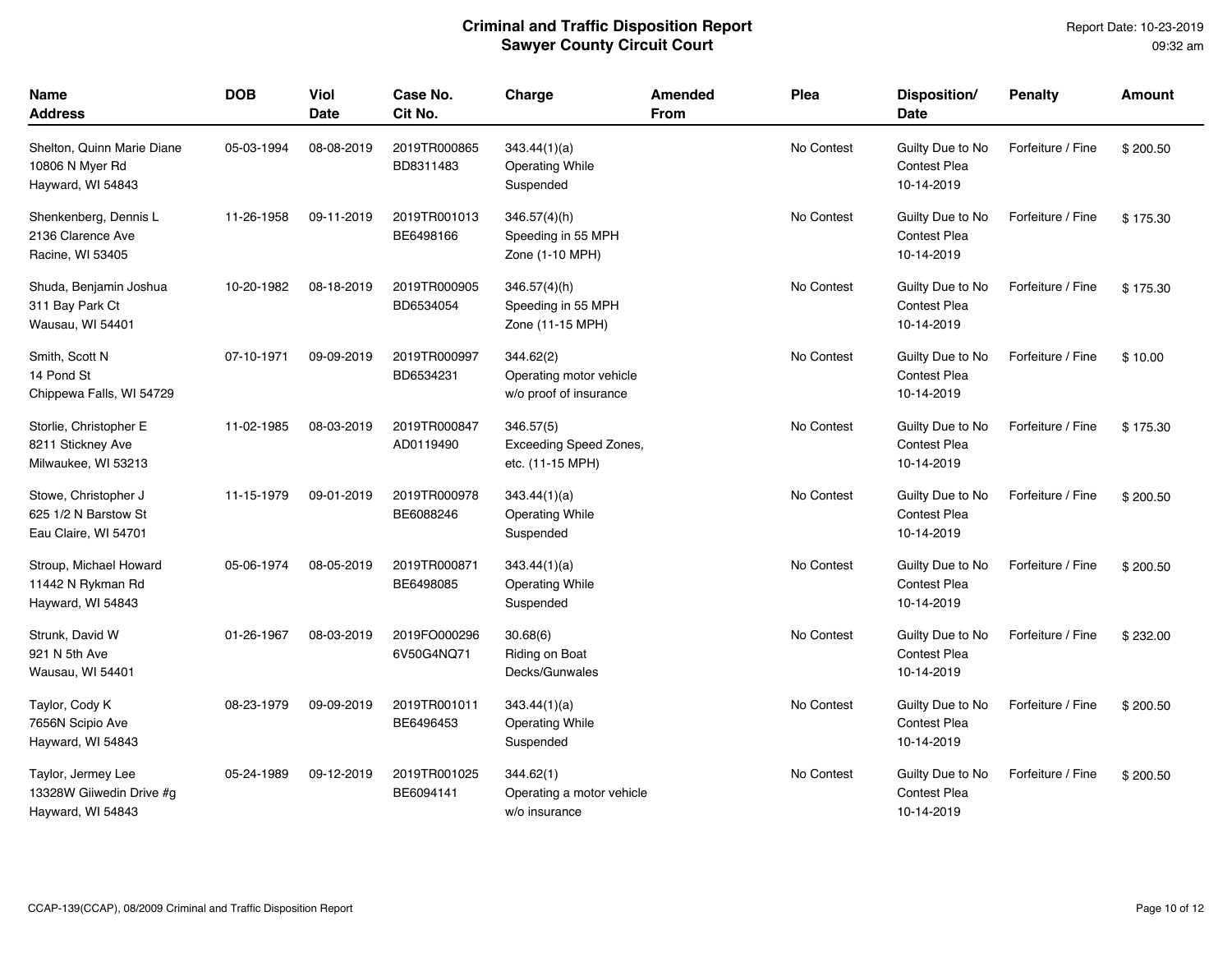# Criminal and Traffic Disposition Report
## Sawyer County Circuit Court

Report Date: 10-23-2019
09:32 am

| Name<br>Address | DOB | Viol Date | Case No.<br>Cit No. | Charge | Amended From | Plea | Disposition/<br>Date | Penalty | Amount |
|---|---|---|---|---|---|---|---|---|---|
| Shelton, Quinn Marie Diane<br>10806 N Myer Rd<br>Hayward, WI 54843 | 05-03-1994 | 08-08-2019 | 2019TR000865<br>BD8311483 | 343.44(1)(a)<br>Operating While Suspended | | No Contest | Guilty Due to No Contest Plea<br>10-14-2019 | Forfeiture / Fine | $ 200.50 |
| Shenkenberg, Dennis L<br>2136 Clarence Ave<br>Racine, WI 53405 | 11-26-1958 | 09-11-2019 | 2019TR001013<br>BE6498166 | 346.57(4)(h)<br>Speeding in 55 MPH Zone (1-10 MPH) | | No Contest | Guilty Due to No Contest Plea<br>10-14-2019 | Forfeiture / Fine | $ 175.30 |
| Shuda, Benjamin Joshua<br>311 Bay Park Ct<br>Wausau, WI 54401 | 10-20-1982 | 08-18-2019 | 2019TR000905<br>BD6534054 | 346.57(4)(h)<br>Speeding in 55 MPH Zone (11-15 MPH) | | No Contest | Guilty Due to No Contest Plea<br>10-14-2019 | Forfeiture / Fine | $ 175.30 |
| Smith, Scott N<br>14 Pond St<br>Chippewa Falls, WI 54729 | 07-10-1971 | 09-09-2019 | 2019TR000997<br>BD6534231 | 344.62(2)<br>Operating motor vehicle w/o proof of insurance | | No Contest | Guilty Due to No Contest Plea<br>10-14-2019 | Forfeiture / Fine | $ 10.00 |
| Storlie, Christopher E<br>8211 Stickney Ave<br>Milwaukee, WI 53213 | 11-02-1985 | 08-03-2019 | 2019TR000847<br>AD0119490 | 346.57(5)<br>Exceeding Speed Zones, etc. (11-15 MPH) | | No Contest | Guilty Due to No Contest Plea<br>10-14-2019 | Forfeiture / Fine | $ 175.30 |
| Stowe, Christopher J<br>625 1/2 N Barstow St<br>Eau Claire, WI 54701 | 11-15-1979 | 09-01-2019 | 2019TR000978<br>BE6088246 | 343.44(1)(a)<br>Operating While Suspended | | No Contest | Guilty Due to No Contest Plea<br>10-14-2019 | Forfeiture / Fine | $ 200.50 |
| Stroup, Michael Howard<br>11442 N Rykman Rd<br>Hayward, WI 54843 | 05-06-1974 | 08-05-2019 | 2019TR000871<br>BE6498085 | 343.44(1)(a)<br>Operating While Suspended | | No Contest | Guilty Due to No Contest Plea<br>10-14-2019 | Forfeiture / Fine | $ 200.50 |
| Strunk, David W<br>921 N 5th Ave<br>Wausau, WI 54401 | 01-26-1967 | 08-03-2019 | 2019FO000296<br>6V50G4NQ71 | 30.68(6)<br>Riding on Boat Decks/Gunwales | | No Contest | Guilty Due to No Contest Plea<br>10-14-2019 | Forfeiture / Fine | $ 232.00 |
| Taylor, Cody K<br>7656N Scipio Ave<br>Hayward, WI 54843 | 08-23-1979 | 09-09-2019 | 2019TR001011<br>BE6496453 | 343.44(1)(a)<br>Operating While Suspended | | No Contest | Guilty Due to No Contest Plea<br>10-14-2019 | Forfeiture / Fine | $ 200.50 |
| Taylor, Jermey Lee<br>13328W Giiwedin Drive #g<br>Hayward, WI 54843 | 05-24-1989 | 09-12-2019 | 2019TR001025<br>BE6094141 | 344.62(1)<br>Operating a motor vehicle w/o insurance | | No Contest | Guilty Due to No Contest Plea<br>10-14-2019 | Forfeiture / Fine | $ 200.50 |

CCAP-139(CCAP), 08/2009 Criminal and Traffic Disposition Report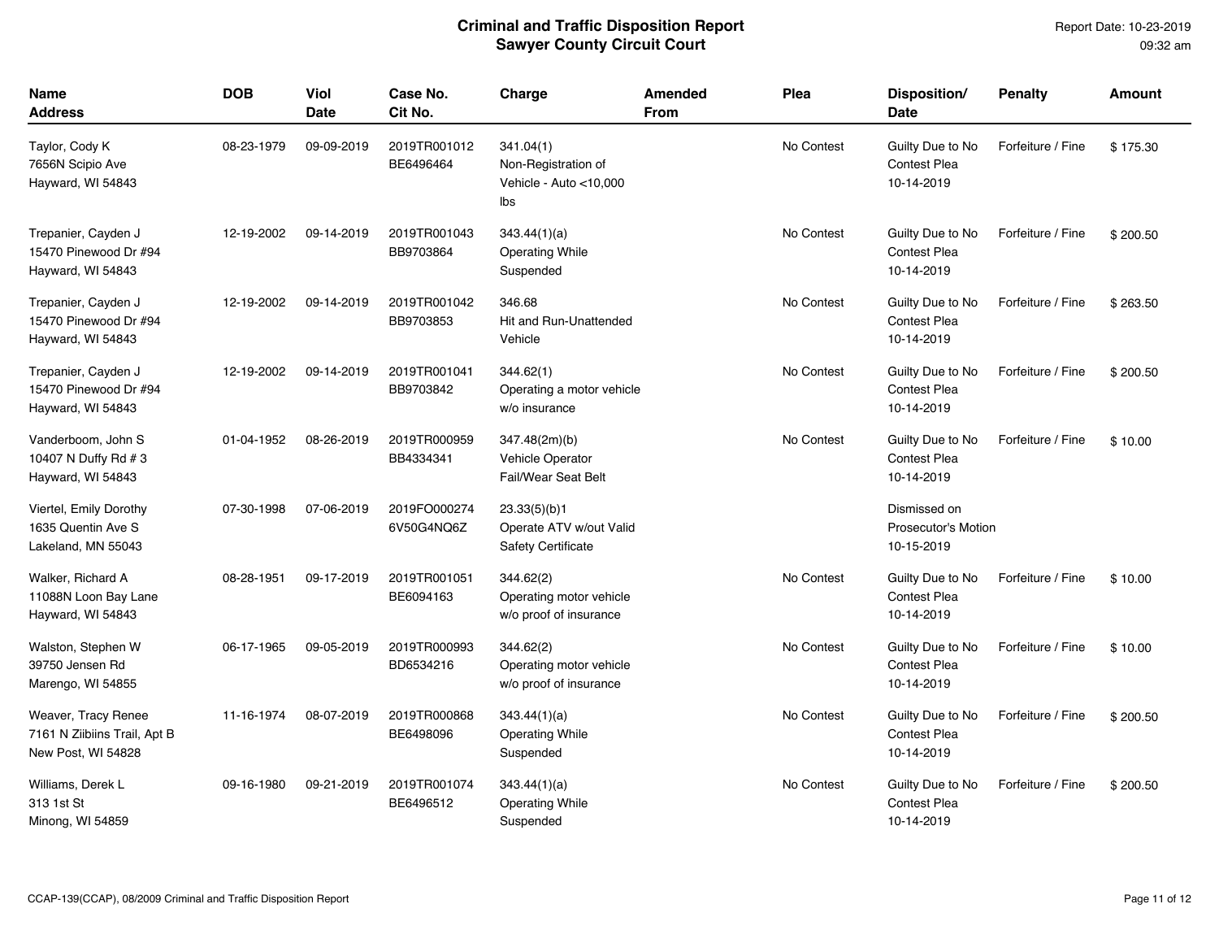# Criminal and Traffic Disposition Report
## Sawyer County Circuit Court

Report Date: 10-23-2019
09:32 am

| Name<br>Address | DOB | Viol Date | Case No.<br>Cit No. | Charge | Amended From | Plea | Disposition/<br>Date | Penalty | Amount |
|---|---|---|---|---|---|---|---|---|---|
| Taylor, Cody K<br>7656N Scipio Ave<br>Hayward, WI 54843 | 08-23-1979 | 09-09-2019 | 2019TR001012<br>BE6496464 | 341.04(1)<br>Non-Registration of Vehicle - Auto <10,000 lbs | | No Contest | Guilty Due to No Contest Plea<br>10-14-2019 | Forfeiture / Fine | $ 175.30 |
| Trepanier, Cayden J<br>15470 Pinewood Dr #94<br>Hayward, WI 54843 | 12-19-2002 | 09-14-2019 | 2019TR001043<br>BB9703864 | 343.44(1)(a)<br>Operating While Suspended | | No Contest | Guilty Due to No Contest Plea<br>10-14-2019 | Forfeiture / Fine | $ 200.50 |
| Trepanier, Cayden J<br>15470 Pinewood Dr #94<br>Hayward, WI 54843 | 12-19-2002 | 09-14-2019 | 2019TR001042<br>BB9703853 | 346.68<br>Hit and Run-Unattended Vehicle | | No Contest | Guilty Due to No Contest Plea<br>10-14-2019 | Forfeiture / Fine | $ 263.50 |
| Trepanier, Cayden J<br>15470 Pinewood Dr #94<br>Hayward, WI 54843 | 12-19-2002 | 09-14-2019 | 2019TR001041<br>BB9703842 | 344.62(1)<br>Operating a motor vehicle w/o insurance | | No Contest | Guilty Due to No Contest Plea<br>10-14-2019 | Forfeiture / Fine | $ 200.50 |
| Vanderboom, John S<br>10407 N Duffy Rd # 3<br>Hayward, WI 54843 | 01-04-1952 | 08-26-2019 | 2019TR000959<br>BB4334341 | 347.48(2m)(b)<br>Vehicle Operator Fail/Wear Seat Belt | | No Contest | Guilty Due to No Contest Plea<br>10-14-2019 | Forfeiture / Fine | $ 10.00 |
| Viertel, Emily Dorothy<br>1635 Quentin Ave S<br>Lakeland, MN 55043 | 07-30-1998 | 07-06-2019 | 2019FO000274<br>6V50G4NQ6Z | 23.33(5)(b)1<br>Operate ATV w/out Valid Safety Certificate | | | Dismissed on Prosecutor's Motion<br>10-15-2019 | | |
| Walker, Richard A<br>11088N Loon Bay Lane<br>Hayward, WI 54843 | 08-28-1951 | 09-17-2019 | 2019TR001051<br>BE6094163 | 344.62(2)<br>Operating motor vehicle w/o proof of insurance | | No Contest | Guilty Due to No Contest Plea<br>10-14-2019 | Forfeiture / Fine | $ 10.00 |
| Walston, Stephen W<br>39750 Jensen Rd<br>Marengo, WI 54855 | 06-17-1965 | 09-05-2019 | 2019TR000993<br>BD6534216 | 344.62(2)<br>Operating motor vehicle w/o proof of insurance | | No Contest | Guilty Due to No Contest Plea<br>10-14-2019 | Forfeiture / Fine | $ 10.00 |
| Weaver, Tracy Renee<br>7161 N Ziibiins Trail, Apt B<br>New Post, WI 54828 | 11-16-1974 | 08-07-2019 | 2019TR000868<br>BE6498096 | 343.44(1)(a)<br>Operating While Suspended | | No Contest | Guilty Due to No Contest Plea<br>10-14-2019 | Forfeiture / Fine | $ 200.50 |
| Williams, Derek L<br>313 1st St<br>Minong, WI 54859 | 09-16-1980 | 09-21-2019 | 2019TR001074<br>BE6496512 | 343.44(1)(a)<br>Operating While Suspended | | No Contest | Guilty Due to No Contest Plea<br>10-14-2019 | Forfeiture / Fine | $ 200.50 |

CCAP-139(CCAP), 08/2009 Criminal and Traffic Disposition Report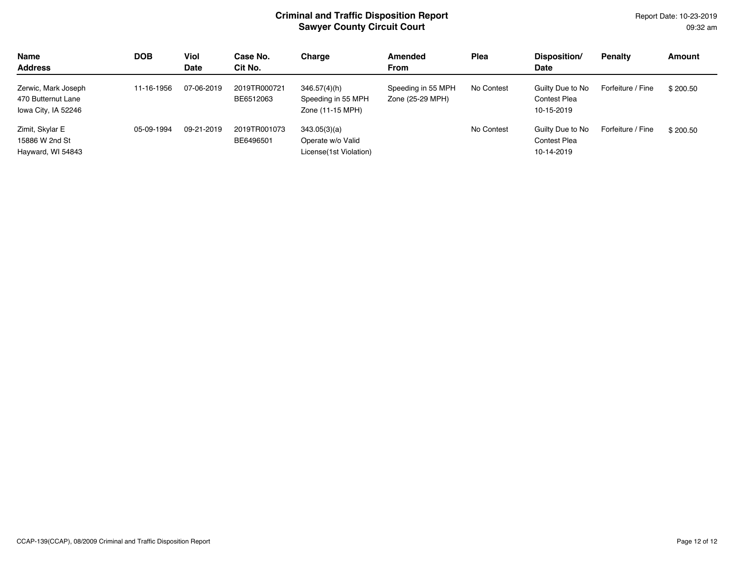# Criminal and Traffic Disposition Report
## Sawyer County Circuit Court

Report Date: 10-23-2019
09:32 am

| Name<br>Address | DOB | Viol Date | Case No.<br>Cit No. | Charge | Amended From | Plea | Disposition/<br>Date | Penalty | Amount |
|---|---|---|---|---|---|---|---|---|---|
| Zerwic, Mark Joseph<br>470 Butternut Lane<br>Iowa City, IA 52246 | 11-16-1956 | 07-06-2019 | 2019TR000721<br>BE6512063 | 346.57(4)(h)<br>Speeding in 55 MPH Zone (11-15 MPH) | Speeding in 55 MPH Zone (25-29 MPH) | No Contest | Guilty Due to No Contest Plea<br>10-15-2019 | Forfeiture / Fine | $ 200.50 |
| Zimit, Skylar E<br>15886 W 2nd St<br>Hayward, WI 54843 | 05-09-1994 | 09-21-2019 | 2019TR001073<br>BE6496501 | 343.05(3)(a)<br>Operate w/o Valid License(1st Violation) | | No Contest | Guilty Due to No Contest Plea<br>10-14-2019 | Forfeiture / Fine | $ 200.50 |

CCAP-139(CCAP), 08/2009 Criminal and Traffic Disposition Report